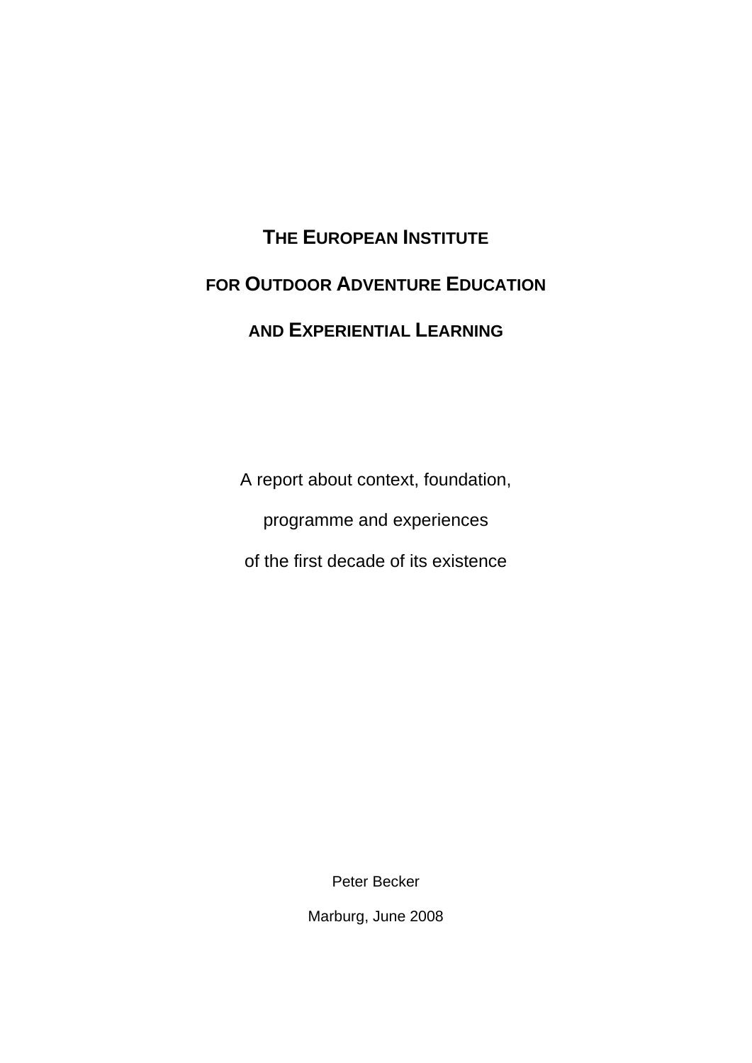# THE EUROPEAN INSTITUTE FOR OUTDOOR ADVENTURE EDUCATION AND EXPERIENTIAL LEARNING

A report about context, foundation,

programme and experiences

of the first decade of its existence

Peter Becker

Marburg, June 2008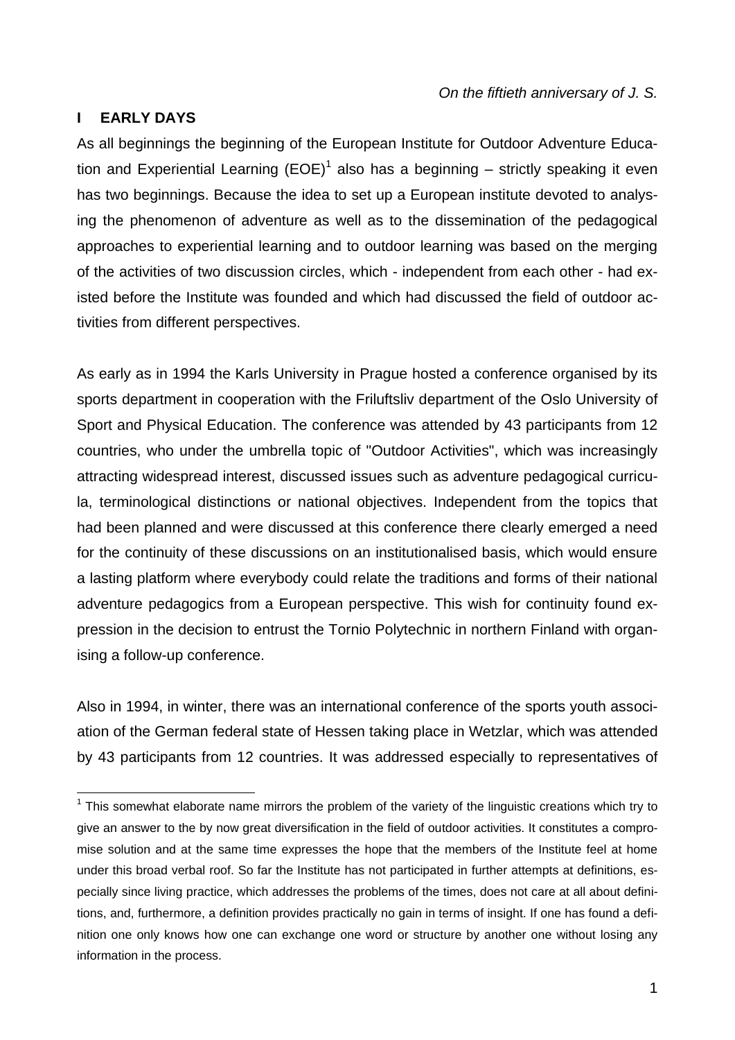*On the fiftieth anniversary of J. S.*

## I EARLY DAYS

As all beginnings the beginning of the European Institute for Outdoor Adventure Education and Experiential Learning (EOE)[1] also has a beginning – strictly speaking it even has two beginnings. Because the idea to set up a European institute devoted to analysing the phenomenon of adventure as well as to the dissemination of the pedagogical approaches to experiential learning and to outdoor learning was based on the merging of the activities of two discussion circles, which - independent from each other - had existed before the Institute was founded and which had discussed the field of outdoor activities from different perspectives.

As early as in 1994 the Karls University in Prague hosted a conference organised by its sports department in cooperation with the Friluftsliv department of the Oslo University of Sport and Physical Education. The conference was attended by 43 participants from 12 countries, who under the umbrella topic of "Outdoor Activities", which was increasingly attracting widespread interest, discussed issues such as adventure pedagogical curricula, terminological distinctions or national objectives. Independent from the topics that had been planned and were discussed at this conference there clearly emerged a need for the continuity of these discussions on an institutionalised basis, which would ensure a lasting platform where everybody could relate the traditions and forms of their national adventure pedagogics from a European perspective. This wish for continuity found expression in the decision to entrust the Tornio Polytechnic in northern Finland with organising a follow-up conference.

Also in 1994, in winter, there was an international conference of the sports youth association of the German federal state of Hessen taking place in Wetzlar, which was attended by 43 participants from 12 countries. It was addressed especially to representatives of

[1] This somewhat elaborate name mirrors the problem of the variety of the linguistic creations which try to give an answer to the by now great diversification in the field of outdoor activities. It constitutes a compromise solution and at the same time expresses the hope that the members of the Institute feel at home under this broad verbal roof. So far the Institute has not participated in further attempts at definitions, especially since living practice, which addresses the problems of the times, does not care at all about definitions, and, furthermore, a definition provides practically no gain in terms of insight. If one has found a definition one only knows how one can exchange one word or structure by another one without losing any information in the process.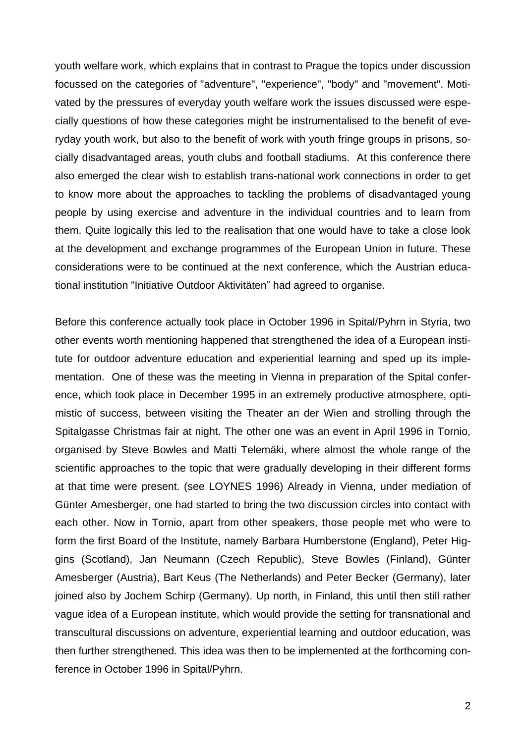youth welfare work, which explains that in contrast to Prague the topics under discussion focussed on the categories of "adventure", "experience", "body" and "movement". Motivated by the pressures of everyday youth welfare work the issues discussed were especially questions of how these categories might be instrumentalised to the benefit of everyday youth work, but also to the benefit of work with youth fringe groups in prisons, socially disadvantaged areas, youth clubs and football stadiums. At this conference there also emerged the clear wish to establish trans-national work connections in order to get to know more about the approaches to tackling the problems of disadvantaged young people by using exercise and adventure in the individual countries and to learn from them. Quite logically this led to the realisation that one would have to take a close look at the development and exchange programmes of the European Union in future. These considerations were to be continued at the next conference, which the Austrian educational institution "Initiative Outdoor Aktivitäten" had agreed to organise.

Before this conference actually took place in October 1996 in Spital/Pyhrn in Styria, two other events worth mentioning happened that strengthened the idea of a European institute for outdoor adventure education and experiential learning and sped up its implementation. One of these was the meeting in Vienna in preparation of the Spital conference, which took place in December 1995 in an extremely productive atmosphere, optimistic of success, between visiting the Theater an der Wien and strolling through the Spitalgasse Christmas fair at night. The other one was an event in April 1996 in Tornio, organised by Steve Bowles and Matti Telemäki, where almost the whole range of the scientific approaches to the topic that were gradually developing in their different forms at that time were present. (see LOYNES 1996) Already in Vienna, under mediation of Günter Amesberger, one had started to bring the two discussion circles into contact with each other. Now in Tornio, apart from other speakers, those people met who were to form the first Board of the Institute, namely Barbara Humberstone (England), Peter Higgins (Scotland), Jan Neumann (Czech Republic), Steve Bowles (Finland), Günter Amesberger (Austria), Bart Keus (The Netherlands) and Peter Becker (Germany), later joined also by Jochem Schirp (Germany). Up north, in Finland, this until then still rather vague idea of a European institute, which would provide the setting for transnational and transcultural discussions on adventure, experiential learning and outdoor education, was then further strengthened. This idea was then to be implemented at the forthcoming conference in October 1996 in Spital/Pyhrn.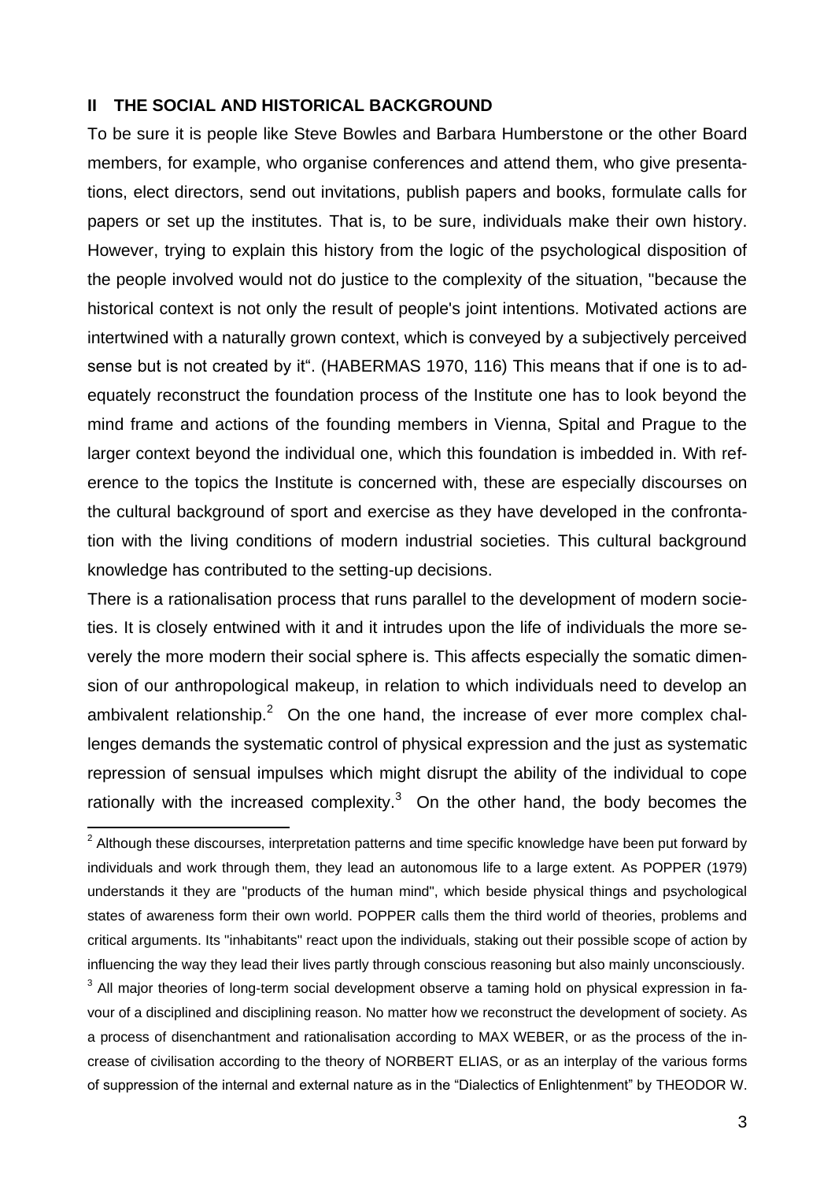## II THE SOCIAL AND HISTORICAL BACKGROUND

To be sure it is people like Steve Bowles and Barbara Humberstone or the other Board members, for example, who organise conferences and attend them, who give presentations, elect directors, send out invitations, publish papers and books, formulate calls for papers or set up the institutes. That is, to be sure, individuals make their own history. However, trying to explain this history from the logic of the psychological disposition of the people involved would not do justice to the complexity of the situation, "because the historical context is not only the result of people's joint intentions. Motivated actions are intertwined with a naturally grown context, which is conveyed by a subjectively perceived sense but is not created by it". (HABERMAS 1970, 116) This means that if one is to adequately reconstruct the foundation process of the Institute one has to look beyond the mind frame and actions of the founding members in Vienna, Spital and Prague to the larger context beyond the individual one, which this foundation is imbedded in. With reference to the topics the Institute is concerned with, these are especially discourses on the cultural background of sport and exercise as they have developed in the confrontation with the living conditions of modern industrial societies. This cultural background knowledge has contributed to the setting-up decisions.

There is a rationalisation process that runs parallel to the development of modern societies. It is closely entwined with it and it intrudes upon the life of individuals the more severely the more modern their social sphere is. This affects especially the somatic dimension of our anthropological makeup, in relation to which individuals need to develop an ambivalent relationship.[2] On the one hand, the increase of ever more complex challenges demands the systematic control of physical expression and the just as systematic repression of sensual impulses which might disrupt the ability of the individual to cope rationally with the increased complexity.[3] On the other hand, the body becomes the

---

[2] Although these discourses, interpretation patterns and time specific knowledge have been put forward by individuals and work through them, they lead an autonomous life to a large extent. As POPPER (1979) understands it they are "products of the human mind", which beside physical things and psychological states of awareness form their own world. POPPER calls them the third world of theories, problems and critical arguments. Its "inhabitants" react upon the individuals, staking out their possible scope of action by influencing the way they lead their lives partly through conscious reasoning but also mainly unconsciously.

[3] All major theories of long-term social development observe a taming hold on physical expression in favour of a disciplined and disciplining reason. No matter how we reconstruct the development of society. As a process of disenchantment and rationalisation according to MAX WEBER, or as the process of the increase of civilisation according to the theory of NORBERT ELIAS, or as an interplay of the various forms of suppression of the internal and external nature as in the "Dialectics of Enlightenment" by THEODOR W.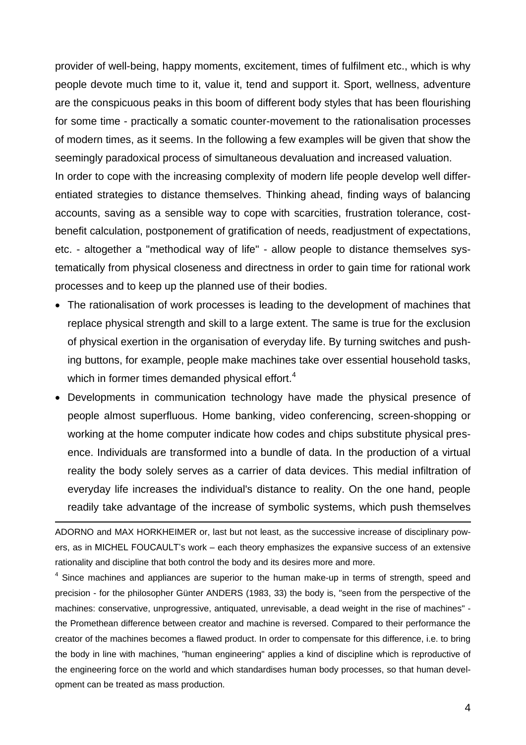provider of well-being, happy moments, excitement, times of fulfilment etc., which is why people devote much time to it, value it, tend and support it. Sport, wellness, adventure are the conspicuous peaks in this boom of different body styles that has been flourishing for some time - practically a somatic counter-movement to the rationalisation processes of modern times, as it seems. In the following a few examples will be given that show the seemingly paradoxical process of simultaneous devaluation and increased valuation.

In order to cope with the increasing complexity of modern life people develop well differentiated strategies to distance themselves. Thinking ahead, finding ways of balancing accounts, saving as a sensible way to cope with scarcities, frustration tolerance, cost-benefit calculation, postponement of gratification of needs, readjustment of expectations, etc. - altogether a "methodical way of life" - allow people to distance themselves systematically from physical closeness and directness in order to gain time for rational work processes and to keep up the planned use of their bodies.

- The rationalisation of work processes is leading to the development of machines that replace physical strength and skill to a large extent. The same is true for the exclusion of physical exertion in the organisation of everyday life. By turning switches and pushing buttons, for example, people make machines take over essential household tasks, which in former times demanded physical effort.[4]
- Developments in communication technology have made the physical presence of people almost superfluous. Home banking, video conferencing, screen-shopping or working at the home computer indicate how codes and chips substitute physical presence. Individuals are transformed into a bundle of data. In the production of a virtual reality the body solely serves as a carrier of data devices. This medial infiltration of everyday life increases the individual's distance to reality. On the one hand, people readily take advantage of the increase of symbolic systems, which push themselves

---

ADORNO and MAX HORKHEIMER or, last but not least, as the successive increase of disciplinary powers, as in MICHEL FOUCAULT's work – each theory emphasizes the expansive success of an extensive rationality and discipline that both control the body and its desires more and more.

[4] Since machines and appliances are superior to the human make-up in terms of strength, speed and precision - for the philosopher Günter ANDERS (1983, 33) the body is, "seen from the perspective of the machines: conservative, unprogressive, antiquated, unrevisable, a dead weight in the rise of machines" - the Promethean difference between creator and machine is reversed. Compared to their performance the creator of the machines becomes a flawed product. In order to compensate for this difference, i.e. to bring the body in line with machines, "human engineering" applies a kind of discipline which is reproductive of the engineering force on the world and which standardises human body processes, so that human development can be treated as mass production.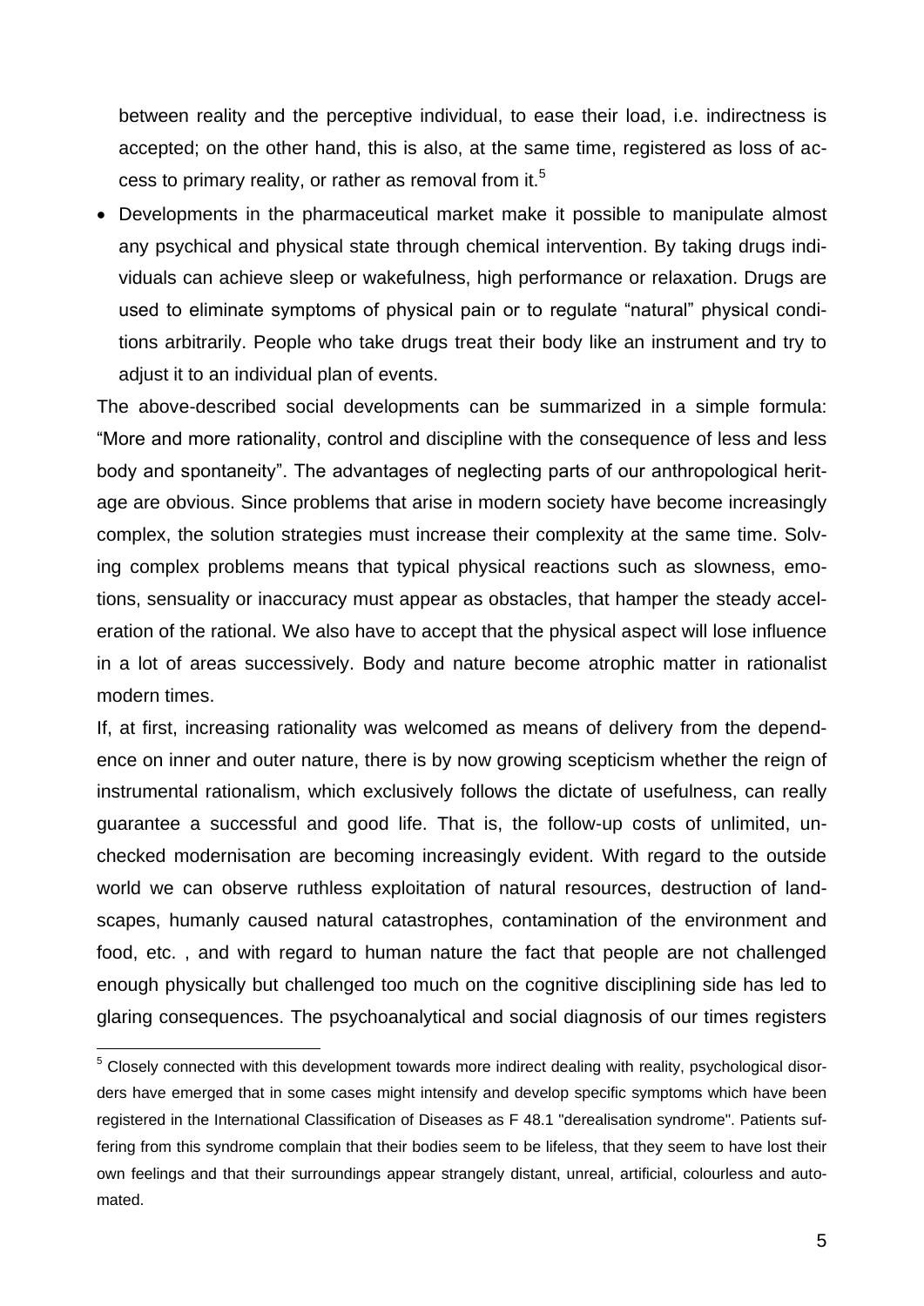between reality and the perceptive individual, to ease their load, i.e. indirectness is accepted; on the other hand, this is also, at the same time, registered as loss of access to primary reality, or rather as removal from it.[5]

- Developments in the pharmaceutical market make it possible to manipulate almost any psychical and physical state through chemical intervention. By taking drugs individuals can achieve sleep or wakefulness, high performance or relaxation. Drugs are used to eliminate symptoms of physical pain or to regulate "natural" physical conditions arbitrarily. People who take drugs treat their body like an instrument and try to adjust it to an individual plan of events.

The above-described social developments can be summarized in a simple formula: "More and more rationality, control and discipline with the consequence of less and less body and spontaneity". The advantages of neglecting parts of our anthropological heritage are obvious. Since problems that arise in modern society have become increasingly complex, the solution strategies must increase their complexity at the same time. Solving complex problems means that typical physical reactions such as slowness, emotions, sensuality or inaccuracy must appear as obstacles, that hamper the steady acceleration of the rational. We also have to accept that the physical aspect will lose influence in a lot of areas successively. Body and nature become atrophic matter in rationalist modern times.

If, at first, increasing rationality was welcomed as means of delivery from the dependence on inner and outer nature, there is by now growing scepticism whether the reign of instrumental rationalism, which exclusively follows the dictate of usefulness, can really guarantee a successful and good life. That is, the follow-up costs of unlimited, unchecked modernisation are becoming increasingly evident. With regard to the outside world we can observe ruthless exploitation of natural resources, destruction of landscapes, humanly caused natural catastrophes, contamination of the environment and food, etc. , and with regard to human nature the fact that people are not challenged enough physically but challenged too much on the cognitive disciplining side has led to glaring consequences. The psychoanalytical and social diagnosis of our times registers

[5] Closely connected with this development towards more indirect dealing with reality, psychological disorders have emerged that in some cases might intensify and develop specific symptoms which have been registered in the International Classification of Diseases as F 48.1 "derealisation syndrome". Patients suffering from this syndrome complain that their bodies seem to be lifeless, that they seem to have lost their own feelings and that their surroundings appear strangely distant, unreal, artificial, colourless and automated.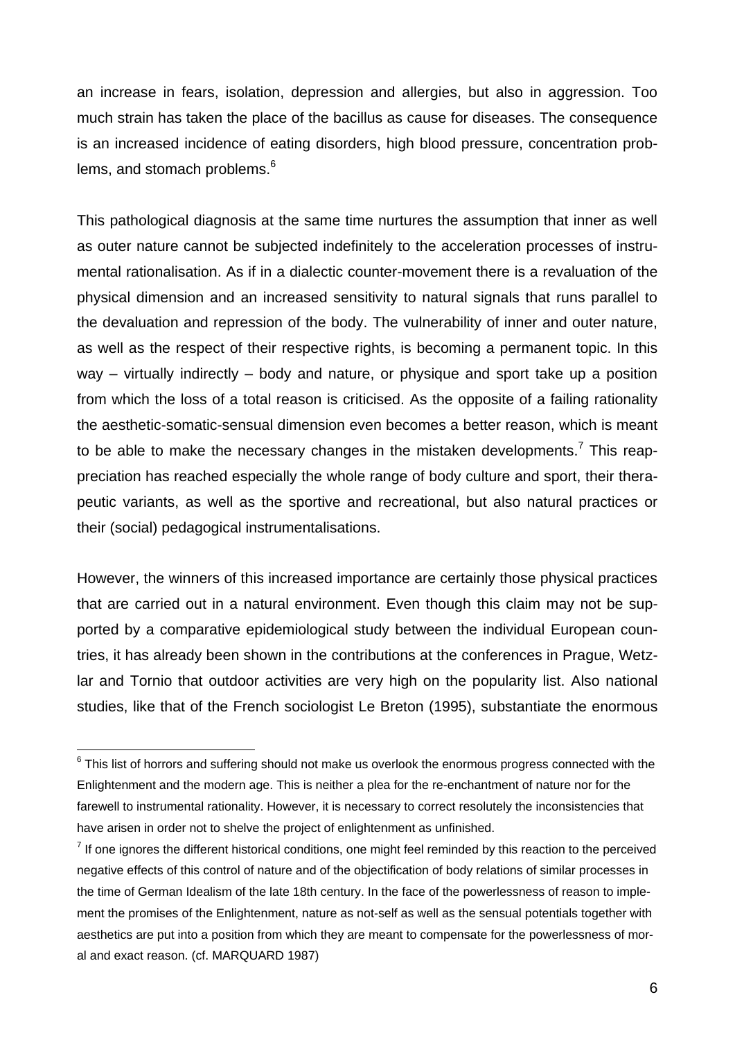an increase in fears, isolation, depression and allergies, but also in aggression. Too much strain has taken the place of the bacillus as cause for diseases. The consequence is an increased incidence of eating disorders, high blood pressure, concentration problems, and stomach problems.[6]

This pathological diagnosis at the same time nurtures the assumption that inner as well as outer nature cannot be subjected indefinitely to the acceleration processes of instrumental rationalisation. As if in a dialectic counter-movement there is a revaluation of the physical dimension and an increased sensitivity to natural signals that runs parallel to the devaluation and repression of the body. The vulnerability of inner and outer nature, as well as the respect of their respective rights, is becoming a permanent topic. In this way – virtually indirectly – body and nature, or physique and sport take up a position from which the loss of a total reason is criticised. As the opposite of a failing rationality the aesthetic-somatic-sensual dimension even becomes a better reason, which is meant to be able to make the necessary changes in the mistaken developments.[7] This reappreciation has reached especially the whole range of body culture and sport, their therapeutic variants, as well as the sportive and recreational, but also natural practices or their (social) pedagogical instrumentalisations.

However, the winners of this increased importance are certainly those physical practices that are carried out in a natural environment. Even though this claim may not be supported by a comparative epidemiological study between the individual European countries, it has already been shown in the contributions at the conferences in Prague, Wetzlar and Tornio that outdoor activities are very high on the popularity list. Also national studies, like that of the French sociologist Le Breton (1995), substantiate the enormous

---

[6] This list of horrors and suffering should not make us overlook the enormous progress connected with the Enlightenment and the modern age. This is neither a plea for the re-enchantment of nature nor for the farewell to instrumental rationality. However, it is necessary to correct resolutely the inconsistencies that have arisen in order not to shelve the project of enlightenment as unfinished.

[7] If one ignores the different historical conditions, one might feel reminded by this reaction to the perceived negative effects of this control of nature and of the objectification of body relations of similar processes in the time of German Idealism of the late 18th century. In the face of the powerlessness of reason to implement the promises of the Enlightenment, nature as not-self as well as the sensual potentials together with aesthetics are put into a position from which they are meant to compensate for the powerlessness of moral and exact reason. (cf. MARQUARD 1987)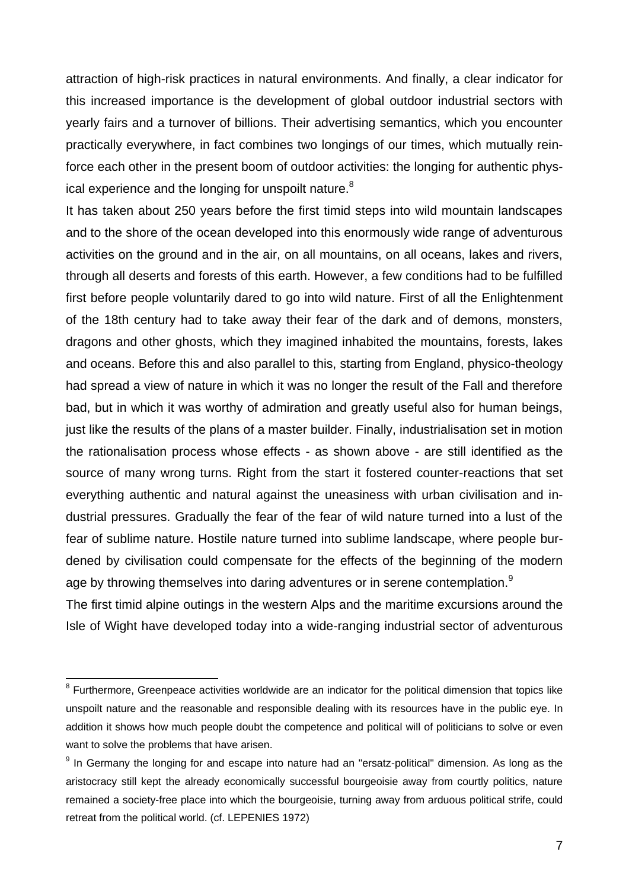attraction of high-risk practices in natural environments. And finally, a clear indicator for this increased importance is the development of global outdoor industrial sectors with yearly fairs and a turnover of billions. Their advertising semantics, which you encounter practically everywhere, in fact combines two longings of our times, which mutually reinforce each other in the present boom of outdoor activities: the longing for authentic physical experience and the longing for unspoilt nature.[8]

It has taken about 250 years before the first timid steps into wild mountain landscapes and to the shore of the ocean developed into this enormously wide range of adventurous activities on the ground and in the air, on all mountains, on all oceans, lakes and rivers, through all deserts and forests of this earth. However, a few conditions had to be fulfilled first before people voluntarily dared to go into wild nature. First of all the Enlightenment of the 18th century had to take away their fear of the dark and of demons, monsters, dragons and other ghosts, which they imagined inhabited the mountains, forests, lakes and oceans. Before this and also parallel to this, starting from England, physico-theology had spread a view of nature in which it was no longer the result of the Fall and therefore bad, but in which it was worthy of admiration and greatly useful also for human beings, just like the results of the plans of a master builder. Finally, industrialisation set in motion the rationalisation process whose effects - as shown above - are still identified as the source of many wrong turns. Right from the start it fostered counter-reactions that set everything authentic and natural against the uneasiness with urban civilisation and industrial pressures. Gradually the fear of the fear of wild nature turned into a lust of the fear of sublime nature. Hostile nature turned into sublime landscape, where people burdened by civilisation could compensate for the effects of the beginning of the modern age by throwing themselves into daring adventures or in serene contemplation.[9]

The first timid alpine outings in the western Alps and the maritime excursions around the Isle of Wight have developed today into a wide-ranging industrial sector of adventurous

---

[8] Furthermore, Greenpeace activities worldwide are an indicator for the political dimension that topics like unspoilt nature and the reasonable and responsible dealing with its resources have in the public eye. In addition it shows how much people doubt the competence and political will of politicians to solve or even want to solve the problems that have arisen.

[9] In Germany the longing for and escape into nature had an "ersatz-political" dimension. As long as the aristocracy still kept the already economically successful bourgeoisie away from courtly politics, nature remained a society-free place into which the bourgeoisie, turning away from arduous political strife, could retreat from the political world. (cf. LEPENIES 1972)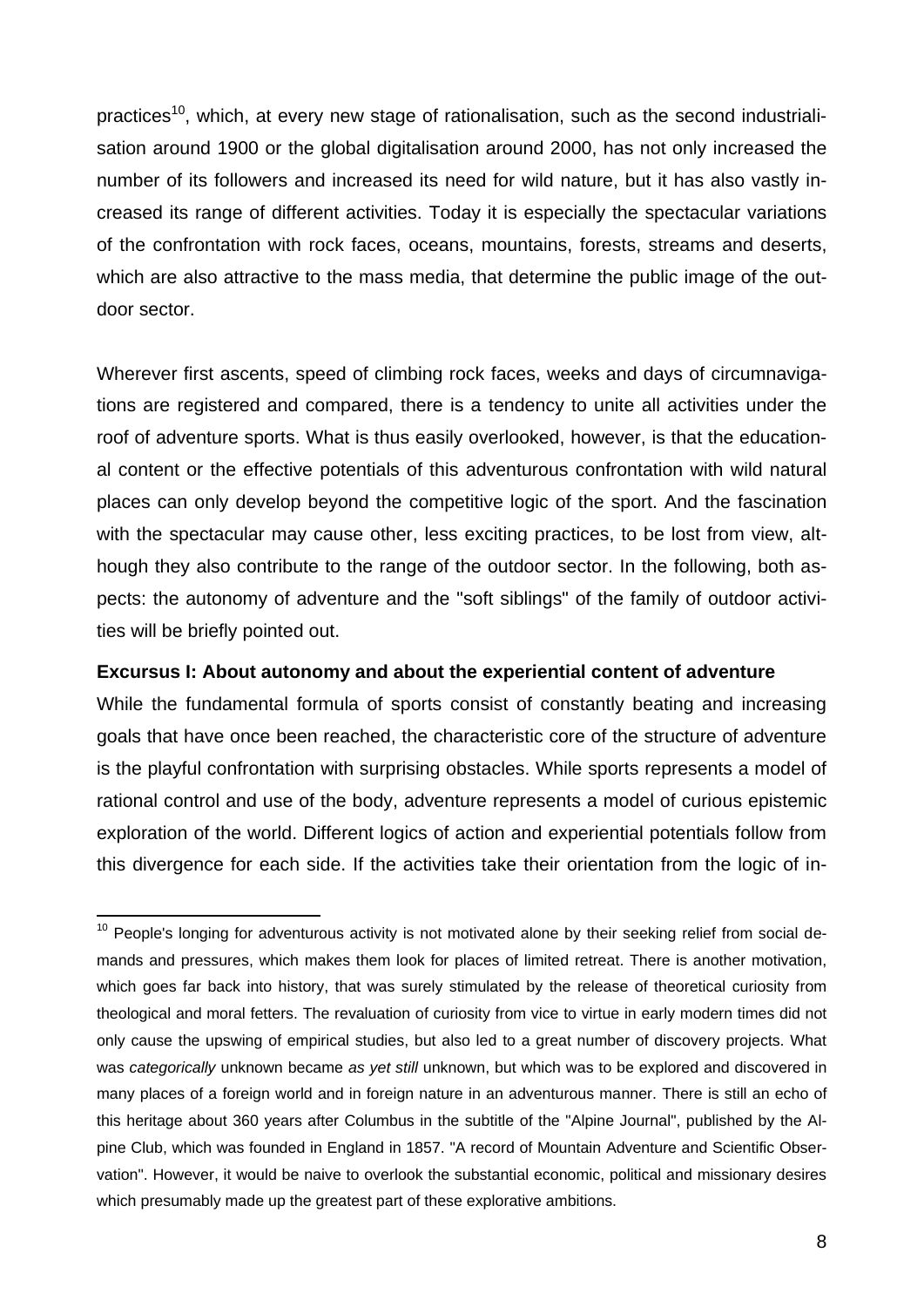practices[10], which, at every new stage of rationalisation, such as the second industrialisation around 1900 or the global digitalisation around 2000, has not only increased the number of its followers and increased its need for wild nature, but it has also vastly increased its range of different activities. Today it is especially the spectacular variations of the confrontation with rock faces, oceans, mountains, forests, streams and deserts, which are also attractive to the mass media, that determine the public image of the outdoor sector.

Wherever first ascents, speed of climbing rock faces, weeks and days of circumnavigations are registered and compared, there is a tendency to unite all activities under the roof of adventure sports. What is thus easily overlooked, however, is that the educational content or the effective potentials of this adventurous confrontation with wild natural places can only develop beyond the competitive logic of the sport. And the fascination with the spectacular may cause other, less exciting practices, to be lost from view, although they also contribute to the range of the outdoor sector. In the following, both aspects: the autonomy of adventure and the "soft siblings" of the family of outdoor activities will be briefly pointed out.

**Excursus I: About autonomy and about the experiential content of adventure**

While the fundamental formula of sports consist of constantly beating and increasing goals that have once been reached, the characteristic core of the structure of adventure is the playful confrontation with surprising obstacles. While sports represents a model of rational control and use of the body, adventure represents a model of curious epistemic exploration of the world. Different logics of action and experiential potentials follow from this divergence for each side. If the activities take their orientation from the logic of in-

---

[10] People's longing for adventurous activity is not motivated alone by their seeking relief from social demands and pressures, which makes them look for places of limited retreat. There is another motivation, which goes far back into history, that was surely stimulated by the release of theoretical curiosity from theological and moral fetters. The revaluation of curiosity from vice to virtue in early modern times did not only cause the upswing of empirical studies, but also led to a great number of discovery projects. What was *categorically* unknown became *as yet still* unknown, but which was to be explored and discovered in many places of a foreign world and in foreign nature in an adventurous manner. There is still an echo of this heritage about 360 years after Columbus in the subtitle of the "Alpine Journal", published by the Alpine Club, which was founded in England in 1857. "A record of Mountain Adventure and Scientific Observation". However, it would be naive to overlook the substantial economic, political and missionary desires which presumably made up the greatest part of these explorative ambitions.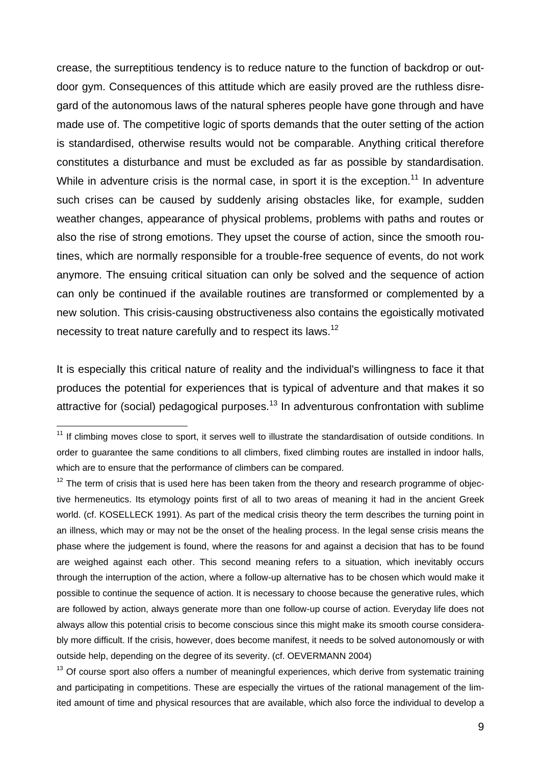crease, the surreptitious tendency is to reduce nature to the function of backdrop or outdoor gym. Consequences of this attitude which are easily proved are the ruthless disregard of the autonomous laws of the natural spheres people have gone through and have made use of. The competitive logic of sports demands that the outer setting of the action is standardised, otherwise results would not be comparable. Anything critical therefore constitutes a disturbance and must be excluded as far as possible by standardisation. While in adventure crisis is the normal case, in sport it is the exception.[11] In adventure such crises can be caused by suddenly arising obstacles like, for example, sudden weather changes, appearance of physical problems, problems with paths and routes or also the rise of strong emotions. They upset the course of action, since the smooth routines, which are normally responsible for a trouble-free sequence of events, do not work anymore. The ensuing critical situation can only be solved and the sequence of action can only be continued if the available routines are transformed or complemented by a new solution. This crisis-causing obstructiveness also contains the egoistically motivated necessity to treat nature carefully and to respect its laws.[12]

It is especially this critical nature of reality and the individual's willingness to face it that produces the potential for experiences that is typical of adventure and that makes it so attractive for (social) pedagogical purposes.[13] In adventurous confrontation with sublime

---

[11] If climbing moves close to sport, it serves well to illustrate the standardisation of outside conditions. In order to guarantee the same conditions to all climbers, fixed climbing routes are installed in indoor halls, which are to ensure that the performance of climbers can be compared.

[12] The term of crisis that is used here has been taken from the theory and research programme of objective hermeneutics. Its etymology points first of all to two areas of meaning it had in the ancient Greek world. (cf. KOSELLECK 1991). As part of the medical crisis theory the term describes the turning point in an illness, which may or may not be the onset of the healing process. In the legal sense crisis means the phase where the judgement is found, where the reasons for and against a decision that has to be found are weighed against each other. This second meaning refers to a situation, which inevitably occurs through the interruption of the action, where a follow-up alternative has to be chosen which would make it possible to continue the sequence of action. It is necessary to choose because the generative rules, which are followed by action, always generate more than one follow-up course of action. Everyday life does not always allow this potential crisis to become conscious since this might make its smooth course considerably more difficult. If the crisis, however, does become manifest, it needs to be solved autonomously or with outside help, depending on the degree of its severity. (cf. OEVERMANN 2004)

[13] Of course sport also offers a number of meaningful experiences, which derive from systematic training and participating in competitions. These are especially the virtues of the rational management of the limited amount of time and physical resources that are available, which also force the individual to develop a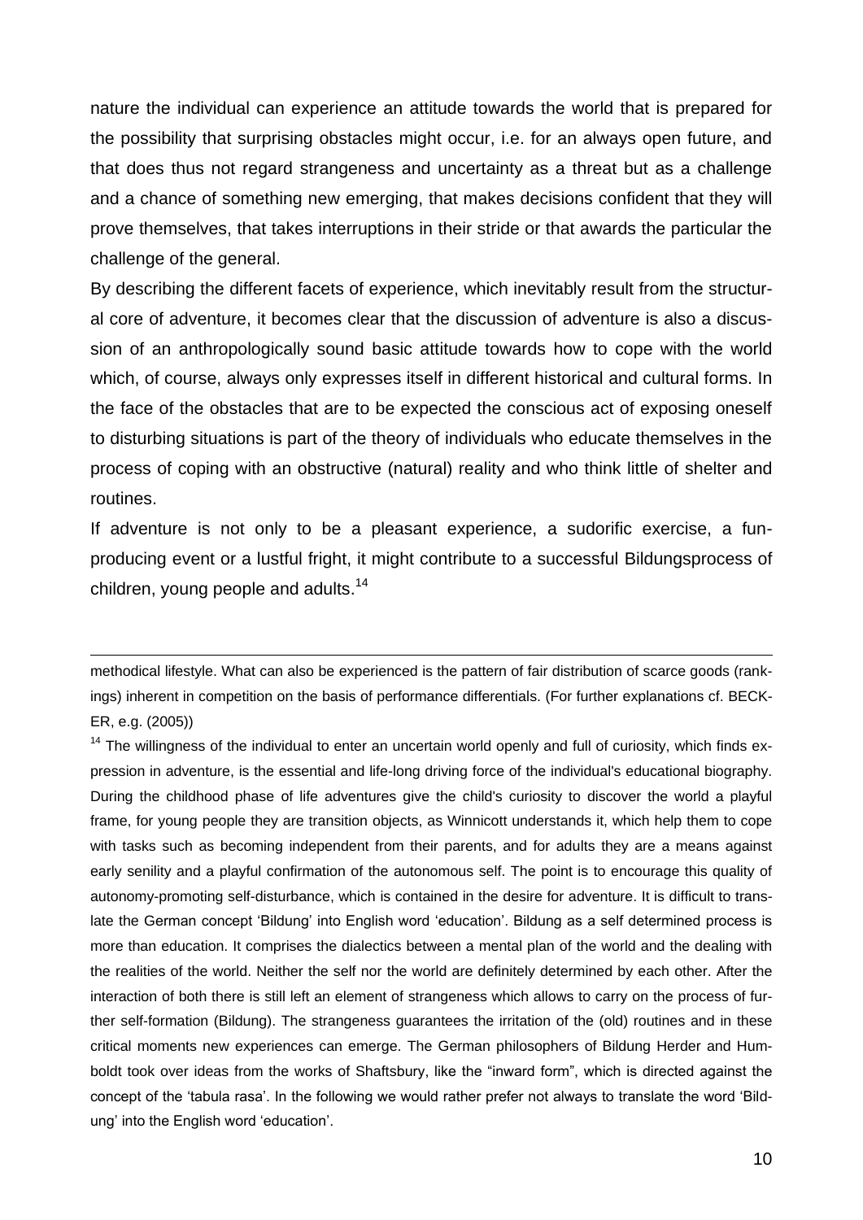nature the individual can experience an attitude towards the world that is prepared for the possibility that surprising obstacles might occur, i.e. for an always open future, and that does thus not regard strangeness and uncertainty as a threat but as a challenge and a chance of something new emerging, that makes decisions confident that they will prove themselves, that takes interruptions in their stride or that awards the particular the challenge of the general.

By describing the different facets of experience, which inevitably result from the structural core of adventure, it becomes clear that the discussion of adventure is also a discussion of an anthropologically sound basic attitude towards how to cope with the world which, of course, always only expresses itself in different historical and cultural forms. In the face of the obstacles that are to be expected the conscious act of exposing oneself to disturbing situations is part of the theory of individuals who educate themselves in the process of coping with an obstructive (natural) reality and who think little of shelter and routines.

If adventure is not only to be a pleasant experience, a sudorific exercise, a fun-producing event or a lustful fright, it might contribute to a successful Bildungsprocess of children, young people and adults.[14]

---

methodical lifestyle. What can also be experienced is the pattern of fair distribution of scarce goods (rankings) inherent in competition on the basis of performance differentials. (For further explanations cf. BECKER, e.g. (2005))

[14] The willingness of the individual to enter an uncertain world openly and full of curiosity, which finds expression in adventure, is the essential and life-long driving force of the individual's educational biography. During the childhood phase of life adventures give the child's curiosity to discover the world a playful frame, for young people they are transition objects, as Winnicott understands it, which help them to cope with tasks such as becoming independent from their parents, and for adults they are a means against early senility and a playful confirmation of the autonomous self. The point is to encourage this quality of autonomy-promoting self-disturbance, which is contained in the desire for adventure. It is difficult to translate the German concept 'Bildung' into English word 'education'. Bildung as a self determined process is more than education. It comprises the dialectics between a mental plan of the world and the dealing with the realities of the world. Neither the self nor the world are definitely determined by each other. After the interaction of both there is still left an element of strangeness which allows to carry on the process of further self-formation (Bildung). The strangeness guarantees the irritation of the (old) routines and in these critical moments new experiences can emerge. The German philosophers of Bildung Herder and Humboldt took over ideas from the works of Shaftsbury, like the "inward form", which is directed against the concept of the 'tabula rasa'. In the following we would rather prefer not always to translate the word 'Bildung' into the English word 'education'.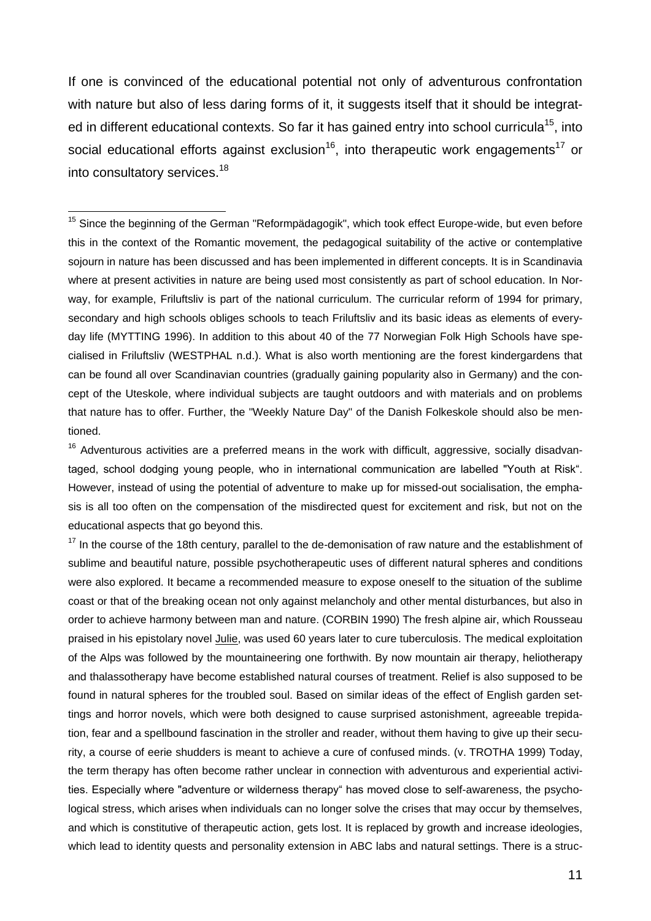If one is convinced of the educational potential not only of adventurous confrontation with nature but also of less daring forms of it, it suggests itself that it should be integrated in different educational contexts. So far it has gained entry into school curricula[15], into social educational efforts against exclusion[16], into therapeutic work engagements[17] or into consultatory services.[18]

---

[15] Since the beginning of the German "Reformpädagogik", which took effect Europe-wide, but even before this in the context of the Romantic movement, the pedagogical suitability of the active or contemplative sojourn in nature has been discussed and has been implemented in different concepts. It is in Scandinavia where at present activities in nature are being used most consistently as part of school education. In Norway, for example, Friluftsliv is part of the national curriculum. The curricular reform of 1994 for primary, secondary and high schools obliges schools to teach Friluftsliv and its basic ideas as elements of everyday life (MYTTING 1996). In addition to this about 40 of the 77 Norwegian Folk High Schools have specialised in Friluftsliv (WESTPHAL n.d.). What is also worth mentioning are the forest kindergardens that can be found all over Scandinavian countries (gradually gaining popularity also in Germany) and the concept of the Uteskole, where individual subjects are taught outdoors and with materials and on problems that nature has to offer. Further, the "Weekly Nature Day" of the Danish Folkeskole should also be mentioned.

[16] Adventurous activities are a preferred means in the work with difficult, aggressive, socially disadvantaged, school dodging young people, who in international communication are labelled "Youth at Risk". However, instead of using the potential of adventure to make up for missed-out socialisation, the emphasis is all too often on the compensation of the misdirected quest for excitement and risk, but not on the educational aspects that go beyond this.

[17] In the course of the 18th century, parallel to the de-demonisation of raw nature and the establishment of sublime and beautiful nature, possible psychotherapeutic uses of different natural spheres and conditions were also explored. It became a recommended measure to expose oneself to the situation of the sublime coast or that of the breaking ocean not only against melancholy and other mental disturbances, but also in order to achieve harmony between man and nature. (CORBIN 1990) The fresh alpine air, which Rousseau praised in his epistolary novel Julie, was used 60 years later to cure tuberculosis. The medical exploitation of the Alps was followed by the mountaineering one forthwith. By now mountain air therapy, heliotherapy and thalassotherapy have become established natural courses of treatment. Relief is also supposed to be found in natural spheres for the troubled soul. Based on similar ideas of the effect of English garden settings and horror novels, which were both designed to cause surprised astonishment, agreeable trepidation, fear and a spellbound fascination in the stroller and reader, without them having to give up their security, a course of eerie shudders is meant to achieve a cure of confused minds. (v. TROTHA 1999) Today, the term therapy has often become rather unclear in connection with adventurous and experiential activities. Especially where "adventure or wilderness therapy" has moved close to self-awareness, the psychological stress, which arises when individuals can no longer solve the crises that may occur by themselves, and which is constitutive of therapeutic action, gets lost. It is replaced by growth and increase ideologies, which lead to identity quests and personality extension in ABC labs and natural settings. There is a struc-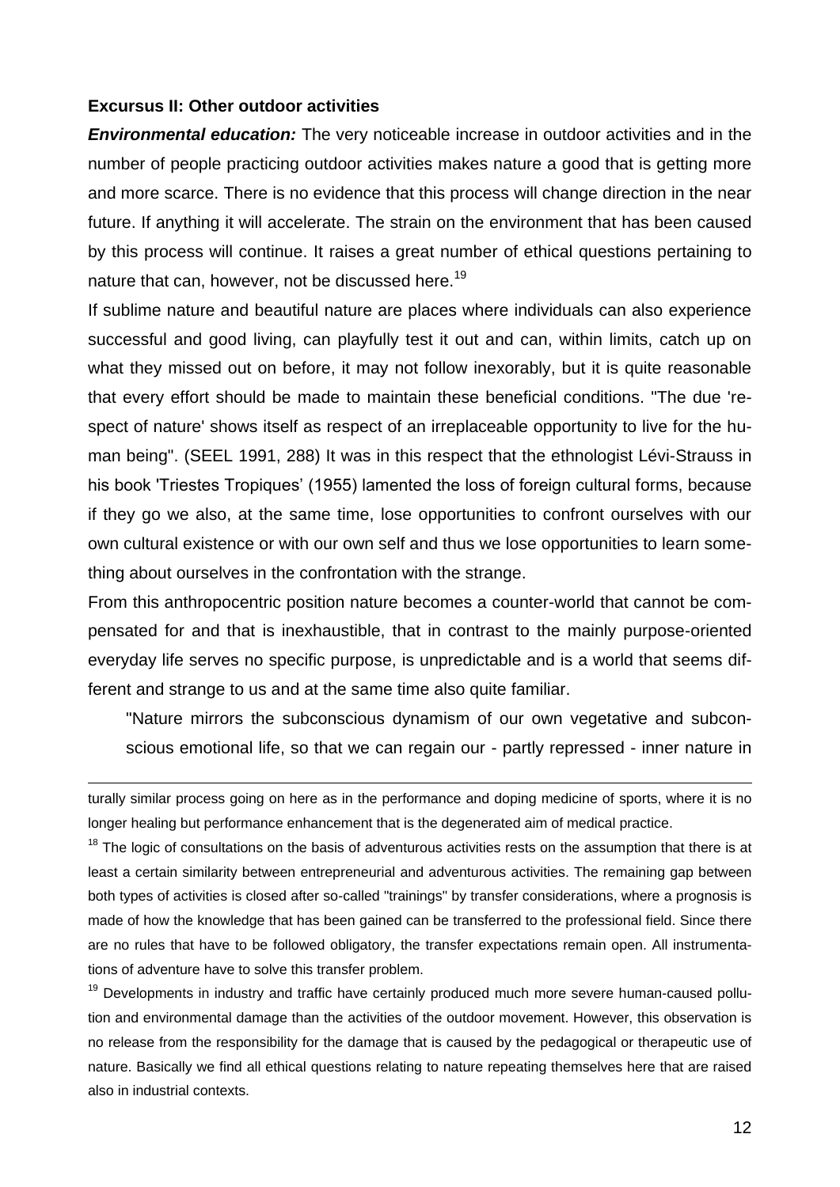**Excursus II: Other outdoor activities**

***Environmental education:*** The very noticeable increase in outdoor activities and in the number of people practicing outdoor activities makes nature a good that is getting more and more scarce. There is no evidence that this process will change direction in the near future. If anything it will accelerate. The strain on the environment that has been caused by this process will continue. It raises a great number of ethical questions pertaining to nature that can, however, not be discussed here.[19]

If sublime nature and beautiful nature are places where individuals can also experience successful and good living, can playfully test it out and can, within limits, catch up on what they missed out on before, it may not follow inexorably, but it is quite reasonable that every effort should be made to maintain these beneficial conditions. "The due 'respect of nature' shows itself as respect of an irreplaceable opportunity to live for the human being". (SEEL 1991, 288) It was in this respect that the ethnologist Lévi-Strauss in his book 'Triestes Tropiques' (1955) lamented the loss of foreign cultural forms, because if they go we also, at the same time, lose opportunities to confront ourselves with our own cultural existence or with our own self and thus we lose opportunities to learn something about ourselves in the confrontation with the strange.

From this anthropocentric position nature becomes a counter-world that cannot be compensated for and that is inexhaustible, that in contrast to the mainly purpose-oriented everyday life serves no specific purpose, is unpredictable and is a world that seems different and strange to us and at the same time also quite familiar.

> "Nature mirrors the subconscious dynamism of our own vegetative and subconscious emotional life, so that we can regain our - partly repressed - inner nature in

---

turally similar process going on here as in the performance and doping medicine of sports, where it is no longer healing but performance enhancement that is the degenerated aim of medical practice.

[18] The logic of consultations on the basis of adventurous activities rests on the assumption that there is at least a certain similarity between entrepreneurial and adventurous activities. The remaining gap between both types of activities is closed after so-called "trainings" by transfer considerations, where a prognosis is made of how the knowledge that has been gained can be transferred to the professional field. Since there are no rules that have to be followed obligatory, the transfer expectations remain open. All instrumentations of adventure have to solve this transfer problem.

[19] Developments in industry and traffic have certainly produced much more severe human-caused pollution and environmental damage than the activities of the outdoor movement. However, this observation is no release from the responsibility for the damage that is caused by the pedagogical or therapeutic use of nature. Basically we find all ethical questions relating to nature repeating themselves here that are raised also in industrial contexts.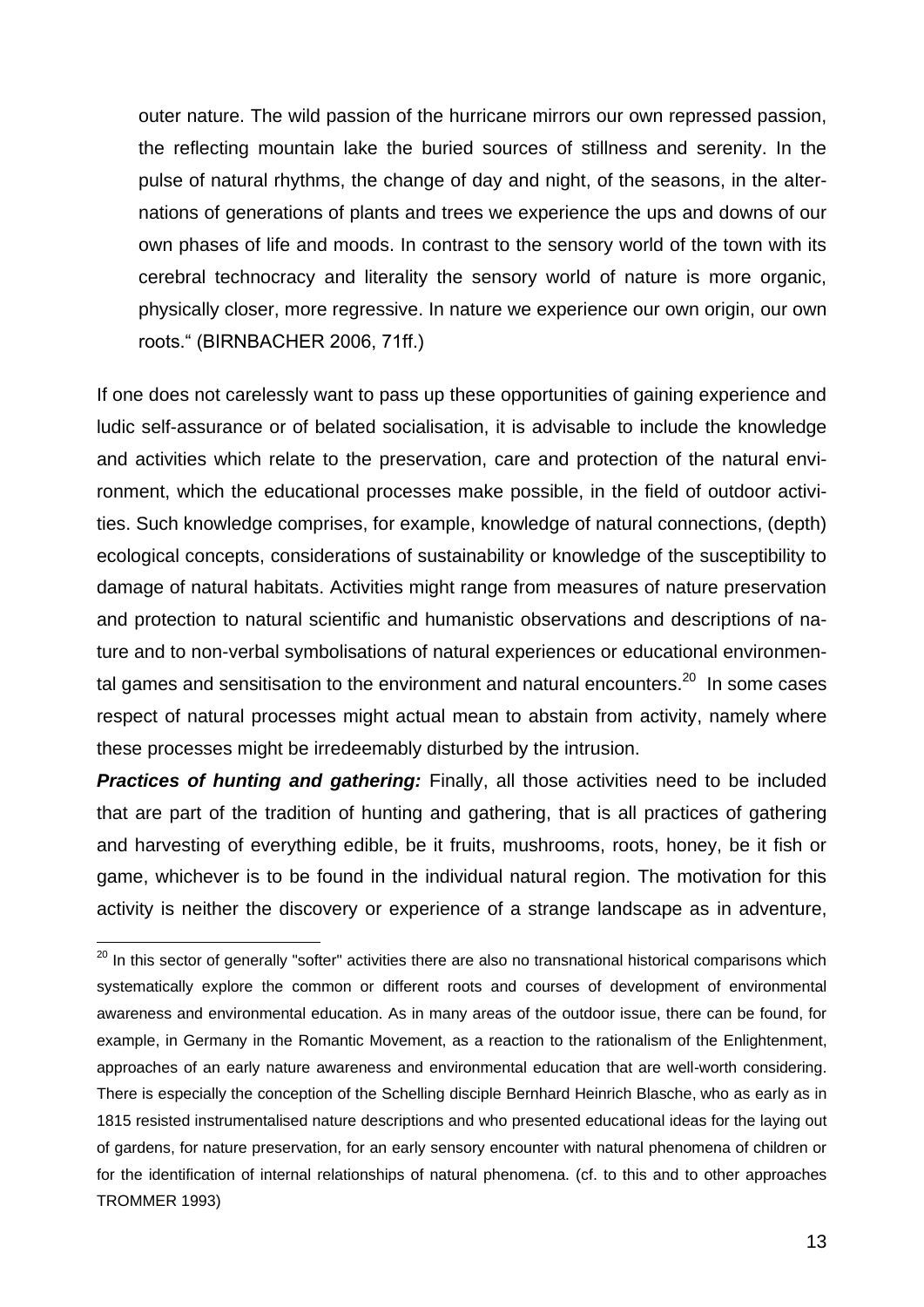outer nature. The wild passion of the hurricane mirrors our own repressed passion, the reflecting mountain lake the buried sources of stillness and serenity. In the pulse of natural rhythms, the change of day and night, of the seasons, in the alternations of generations of plants and trees we experience the ups and downs of our own phases of life and moods. In contrast to the sensory world of the town with its cerebral technocracy and literality the sensory world of nature is more organic, physically closer, more regressive. In nature we experience our own origin, our own roots." (BIRNBACHER 2006, 71ff.)

If one does not carelessly want to pass up these opportunities of gaining experience and ludic self-assurance or of belated socialisation, it is advisable to include the knowledge and activities which relate to the preservation, care and protection of the natural environment, which the educational processes make possible, in the field of outdoor activities. Such knowledge comprises, for example, knowledge of natural connections, (depth) ecological concepts, considerations of sustainability or knowledge of the susceptibility to damage of natural habitats. Activities might range from measures of nature preservation and protection to natural scientific and humanistic observations and descriptions of nature and to non-verbal symbolisations of natural experiences or educational environmental games and sensitisation to the environment and natural encounters.[20] In some cases respect of natural processes might actual mean to abstain from activity, namely where these processes might be irredeemably disturbed by the intrusion.

***Practices of hunting and gathering:*** Finally, all those activities need to be included that are part of the tradition of hunting and gathering, that is all practices of gathering and harvesting of everything edible, be it fruits, mushrooms, roots, honey, be it fish or game, whichever is to be found in the individual natural region. The motivation for this activity is neither the discovery or experience of a strange landscape as in adventure,

[20] In this sector of generally "softer" activities there are also no transnational historical comparisons which systematically explore the common or different roots and courses of development of environmental awareness and environmental education. As in many areas of the outdoor issue, there can be found, for example, in Germany in the Romantic Movement, as a reaction to the rationalism of the Enlightenment, approaches of an early nature awareness and environmental education that are well-worth considering. There is especially the conception of the Schelling disciple Bernhard Heinrich Blasche, who as early as in 1815 resisted instrumentalised nature descriptions and who presented educational ideas for the laying out of gardens, for nature preservation, for an early sensory encounter with natural phenomena of children or for the identification of internal relationships of natural phenomena. (cf. to this and to other approaches TROMMER 1993)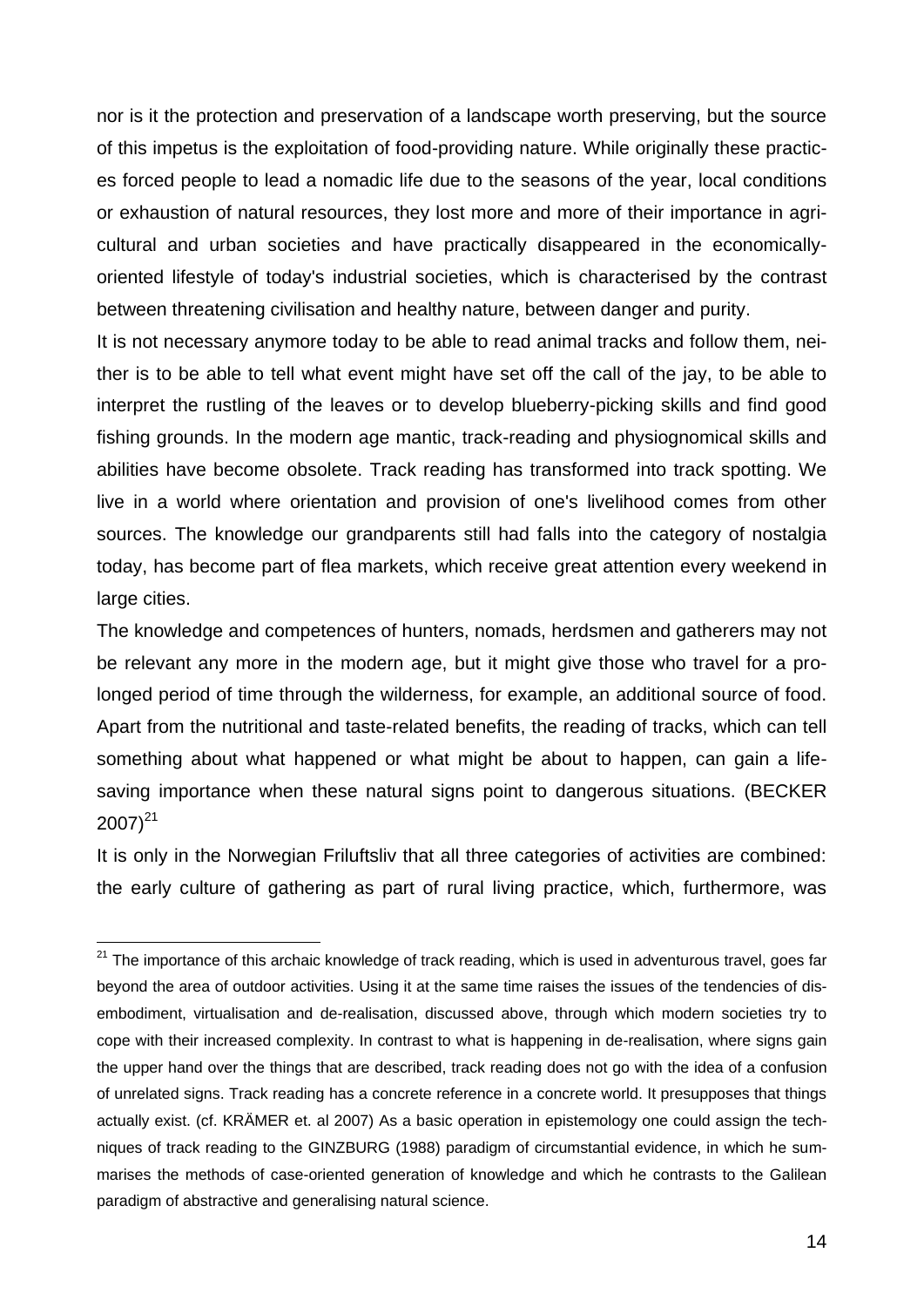nor is it the protection and preservation of a landscape worth preserving, but the source of this impetus is the exploitation of food-providing nature. While originally these practices forced people to lead a nomadic life due to the seasons of the year, local conditions or exhaustion of natural resources, they lost more and more of their importance in agricultural and urban societies and have practically disappeared in the economically-oriented lifestyle of today's industrial societies, which is characterised by the contrast between threatening civilisation and healthy nature, between danger and purity.

It is not necessary anymore today to be able to read animal tracks and follow them, neither is to be able to tell what event might have set off the call of the jay, to be able to interpret the rustling of the leaves or to develop blueberry-picking skills and find good fishing grounds. In the modern age mantic, track-reading and physiognomical skills and abilities have become obsolete. Track reading has transformed into track spotting. We live in a world where orientation and provision of one's livelihood comes from other sources. The knowledge our grandparents still had falls into the category of nostalgia today, has become part of flea markets, which receive great attention every weekend in large cities.

The knowledge and competences of hunters, nomads, herdsmen and gatherers may not be relevant any more in the modern age, but it might give those who travel for a prolonged period of time through the wilderness, for example, an additional source of food. Apart from the nutritional and taste-related benefits, the reading of tracks, which can tell something about what happened or what might be about to happen, can gain a life-saving importance when these natural signs point to dangerous situations. (BECKER 2007)[21]

It is only in the Norwegian Friluftsliv that all three categories of activities are combined: the early culture of gathering as part of rural living practice, which, furthermore, was

---

[21] The importance of this archaic knowledge of track reading, which is used in adventurous travel, goes far beyond the area of outdoor activities. Using it at the same time raises the issues of the tendencies of disembodiment, virtualisation and de-realisation, discussed above, through which modern societies try to cope with their increased complexity. In contrast to what is happening in de-realisation, where signs gain the upper hand over the things that are described, track reading does not go with the idea of a confusion of unrelated signs. Track reading has a concrete reference in a concrete world. It presupposes that things actually exist. (cf. KRÄMER et. al 2007) As a basic operation in epistemology one could assign the techniques of track reading to the GINZBURG (1988) paradigm of circumstantial evidence, in which he summarises the methods of case-oriented generation of knowledge and which he contrasts to the Galilean paradigm of abstractive and generalising natural science.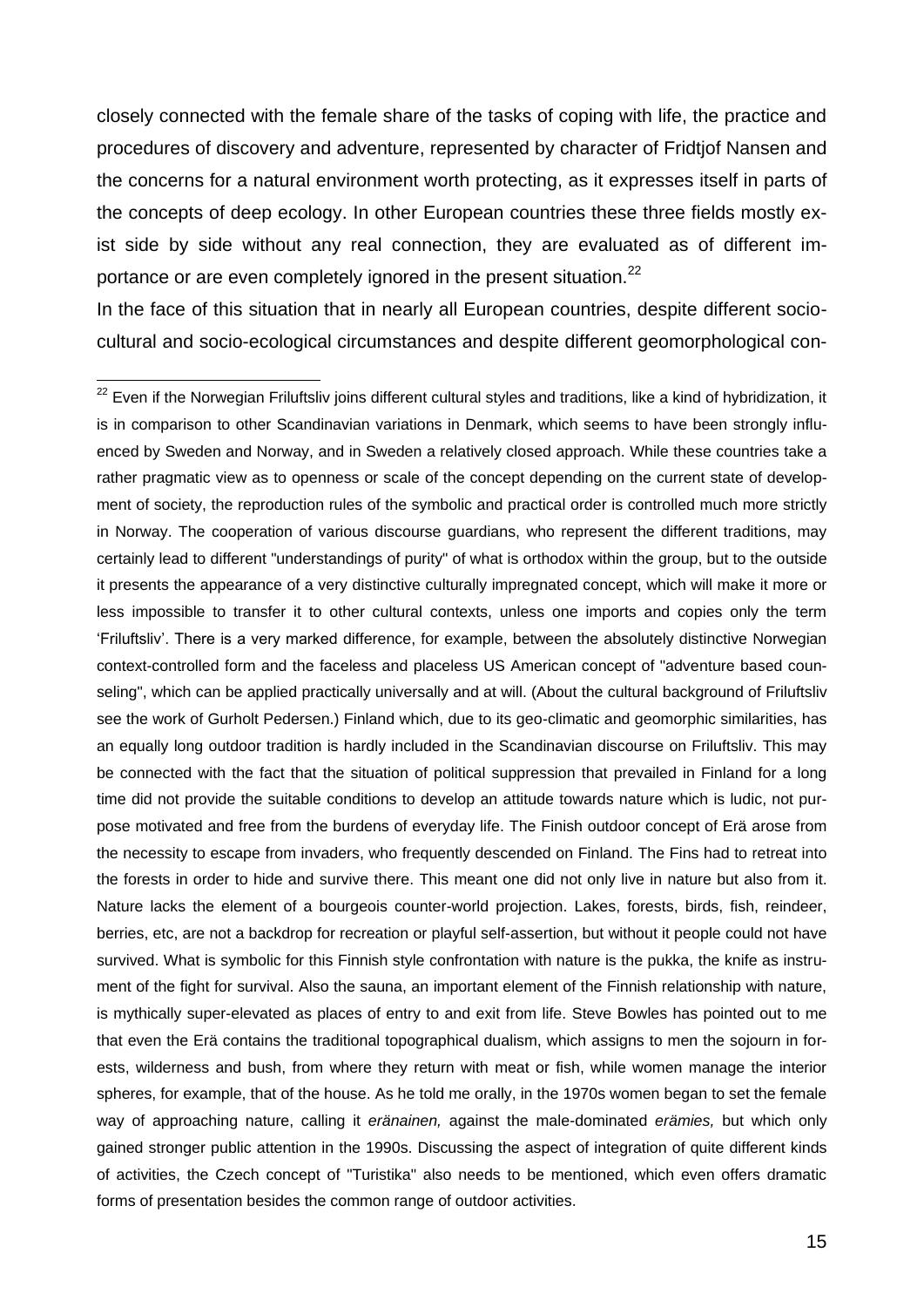closely connected with the female share of the tasks of coping with life, the practice and procedures of discovery and adventure, represented by character of Fridtjof Nansen and the concerns for a natural environment worth protecting, as it expresses itself in parts of the concepts of deep ecology. In other European countries these three fields mostly exist side by side without any real connection, they are evaluated as of different importance or are even completely ignored in the present situation.[22]

In the face of this situation that in nearly all European countries, despite different socio-cultural and socio-ecological circumstances and despite different geomorphological con-

---

[22] Even if the Norwegian Friluftsliv joins different cultural styles and traditions, like a kind of hybridization, it is in comparison to other Scandinavian variations in Denmark, which seems to have been strongly influenced by Sweden and Norway, and in Sweden a relatively closed approach. While these countries take a rather pragmatic view as to openness or scale of the concept depending on the current state of development of society, the reproduction rules of the symbolic and practical order is controlled much more strictly in Norway. The cooperation of various discourse guardians, who represent the different traditions, may certainly lead to different "understandings of purity" of what is orthodox within the group, but to the outside it presents the appearance of a very distinctive culturally impregnated concept, which will make it more or less impossible to transfer it to other cultural contexts, unless one imports and copies only the term 'Friluftsliv'. There is a very marked difference, for example, between the absolutely distinctive Norwegian context-controlled form and the faceless and placeless US American concept of "adventure based counseling", which can be applied practically universally and at will. (About the cultural background of Friluftsliv see the work of Gurholt Pedersen.) Finland which, due to its geo-climatic and geomorphic similarities, has an equally long outdoor tradition is hardly included in the Scandinavian discourse on Friluftsliv. This may be connected with the fact that the situation of political suppression that prevailed in Finland for a long time did not provide the suitable conditions to develop an attitude towards nature which is ludic, not purpose motivated and free from the burdens of everyday life. The Finish outdoor concept of Erä arose from the necessity to escape from invaders, who frequently descended on Finland. The Fins had to retreat into the forests in order to hide and survive there. This meant one did not only live in nature but also from it. Nature lacks the element of a bourgeois counter-world projection. Lakes, forests, birds, fish, reindeer, berries, etc, are not a backdrop for recreation or playful self-assertion, but without it people could not have survived. What is symbolic for this Finnish style confrontation with nature is the pukka, the knife as instrument of the fight for survival. Also the sauna, an important element of the Finnish relationship with nature, is mythically super-elevated as places of entry to and exit from life. Steve Bowles has pointed out to me that even the Erä contains the traditional topographical dualism, which assigns to men the sojourn in forests, wilderness and bush, from where they return with meat or fish, while women manage the interior spheres, for example, that of the house. As he told me orally, in the 1970s women began to set the female way of approaching nature, calling it *eränainen,* against the male-dominated *erämies,* but which only gained stronger public attention in the 1990s. Discussing the aspect of integration of quite different kinds of activities, the Czech concept of "Turistika" also needs to be mentioned, which even offers dramatic forms of presentation besides the common range of outdoor activities.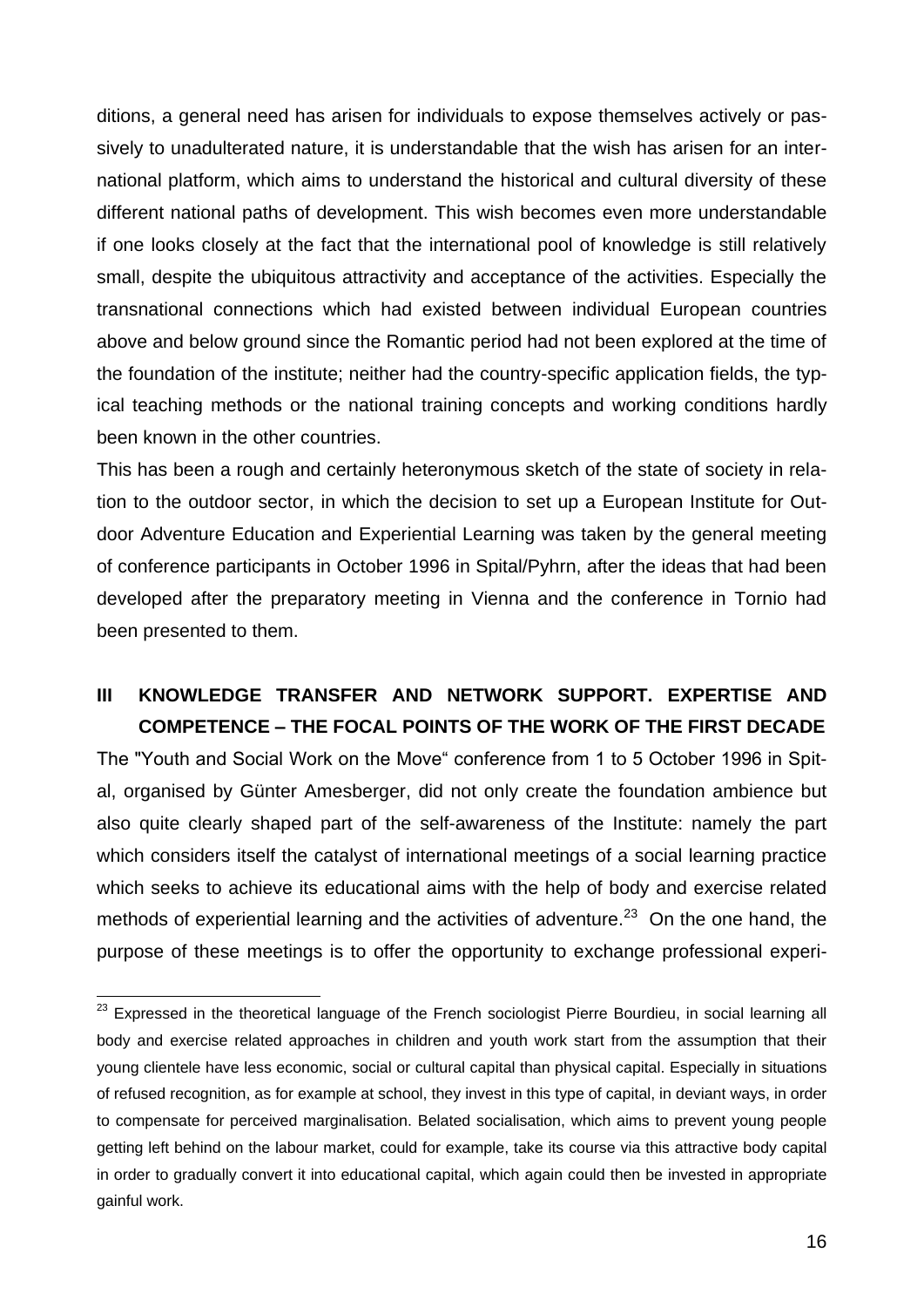ditions, a general need has arisen for individuals to expose themselves actively or passively to unadulterated nature, it is understandable that the wish has arisen for an international platform, which aims to understand the historical and cultural diversity of these different national paths of development. This wish becomes even more understandable if one looks closely at the fact that the international pool of knowledge is still relatively small, despite the ubiquitous attractivity and acceptance of the activities. Especially the transnational connections which had existed between individual European countries above and below ground since the Romantic period had not been explored at the time of the foundation of the institute; neither had the country-specific application fields, the typical teaching methods or the national training concepts and working conditions hardly been known in the other countries.

This has been a rough and certainly heteronymous sketch of the state of society in relation to the outdoor sector, in which the decision to set up a European Institute for Outdoor Adventure Education and Experiential Learning was taken by the general meeting of conference participants in October 1996 in Spital/Pyhrn, after the ideas that had been developed after the preparatory meeting in Vienna and the conference in Tornio had been presented to them.

## III KNOWLEDGE TRANSFER AND NETWORK SUPPORT. EXPERTISE AND COMPETENCE – THE FOCAL POINTS OF THE WORK OF THE FIRST DECADE

The "Youth and Social Work on the Move" conference from 1 to 5 October 1996 in Spital, organised by Günter Amesberger, did not only create the foundation ambience but also quite clearly shaped part of the self-awareness of the Institute: namely the part which considers itself the catalyst of international meetings of a social learning practice which seeks to achieve its educational aims with the help of body and exercise related methods of experiential learning and the activities of adventure.[23] On the one hand, the purpose of these meetings is to offer the opportunity to exchange professional experi-

[23] Expressed in the theoretical language of the French sociologist Pierre Bourdieu, in social learning all body and exercise related approaches in children and youth work start from the assumption that their young clientele have less economic, social or cultural capital than physical capital. Especially in situations of refused recognition, as for example at school, they invest in this type of capital, in deviant ways, in order to compensate for perceived marginalisation. Belated socialisation, which aims to prevent young people getting left behind on the labour market, could for example, take its course via this attractive body capital in order to gradually convert it into educational capital, which again could then be invested in appropriate gainful work.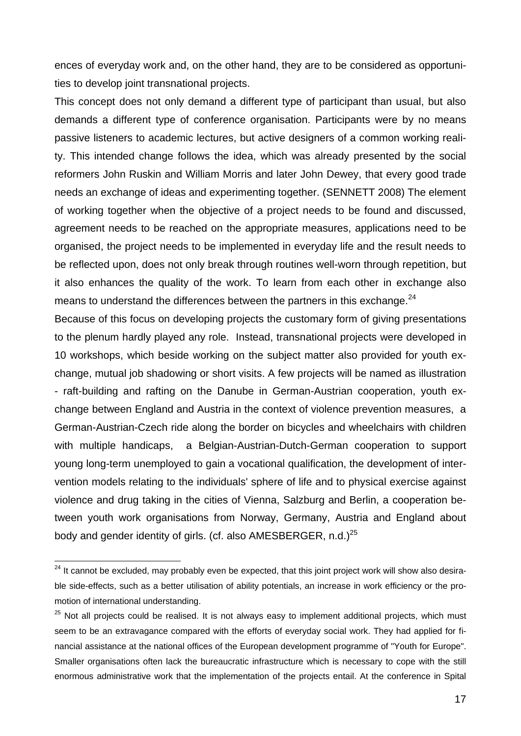ences of everyday work and, on the other hand, they are to be considered as opportunities to develop joint transnational projects.

This concept does not only demand a different type of participant than usual, but also demands a different type of conference organisation. Participants were by no means passive listeners to academic lectures, but active designers of a common working reality. This intended change follows the idea, which was already presented by the social reformers John Ruskin and William Morris and later John Dewey, that every good trade needs an exchange of ideas and experimenting together. (SENNETT 2008) The element of working together when the objective of a project needs to be found and discussed, agreement needs to be reached on the appropriate measures, applications need to be organised, the project needs to be implemented in everyday life and the result needs to be reflected upon, does not only break through routines well-worn through repetition, but it also enhances the quality of the work. To learn from each other in exchange also means to understand the differences between the partners in this exchange.[24]

Because of this focus on developing projects the customary form of giving presentations to the plenum hardly played any role. Instead, transnational projects were developed in 10 workshops, which beside working on the subject matter also provided for youth exchange, mutual job shadowing or short visits. A few projects will be named as illustration - raft-building and rafting on the Danube in German-Austrian cooperation, youth exchange between England and Austria in the context of violence prevention measures, a German-Austrian-Czech ride along the border on bicycles and wheelchairs with children with multiple handicaps, a Belgian-Austrian-Dutch-German cooperation to support young long-term unemployed to gain a vocational qualification, the development of intervention models relating to the individuals' sphere of life and to physical exercise against violence and drug taking in the cities of Vienna, Salzburg and Berlin, a cooperation between youth work organisations from Norway, Germany, Austria and England about body and gender identity of girls. (cf. also AMESBERGER, n.d.)[25]

---

[24] It cannot be excluded, may probably even be expected, that this joint project work will show also desirable side-effects, such as a better utilisation of ability potentials, an increase in work efficiency or the promotion of international understanding.

[25] Not all projects could be realised. It is not always easy to implement additional projects, which must seem to be an extravagance compared with the efforts of everyday social work. They had applied for financial assistance at the national offices of the European development programme of "Youth for Europe". Smaller organisations often lack the bureaucratic infrastructure which is necessary to cope with the still enormous administrative work that the implementation of the projects entail. At the conference in Spital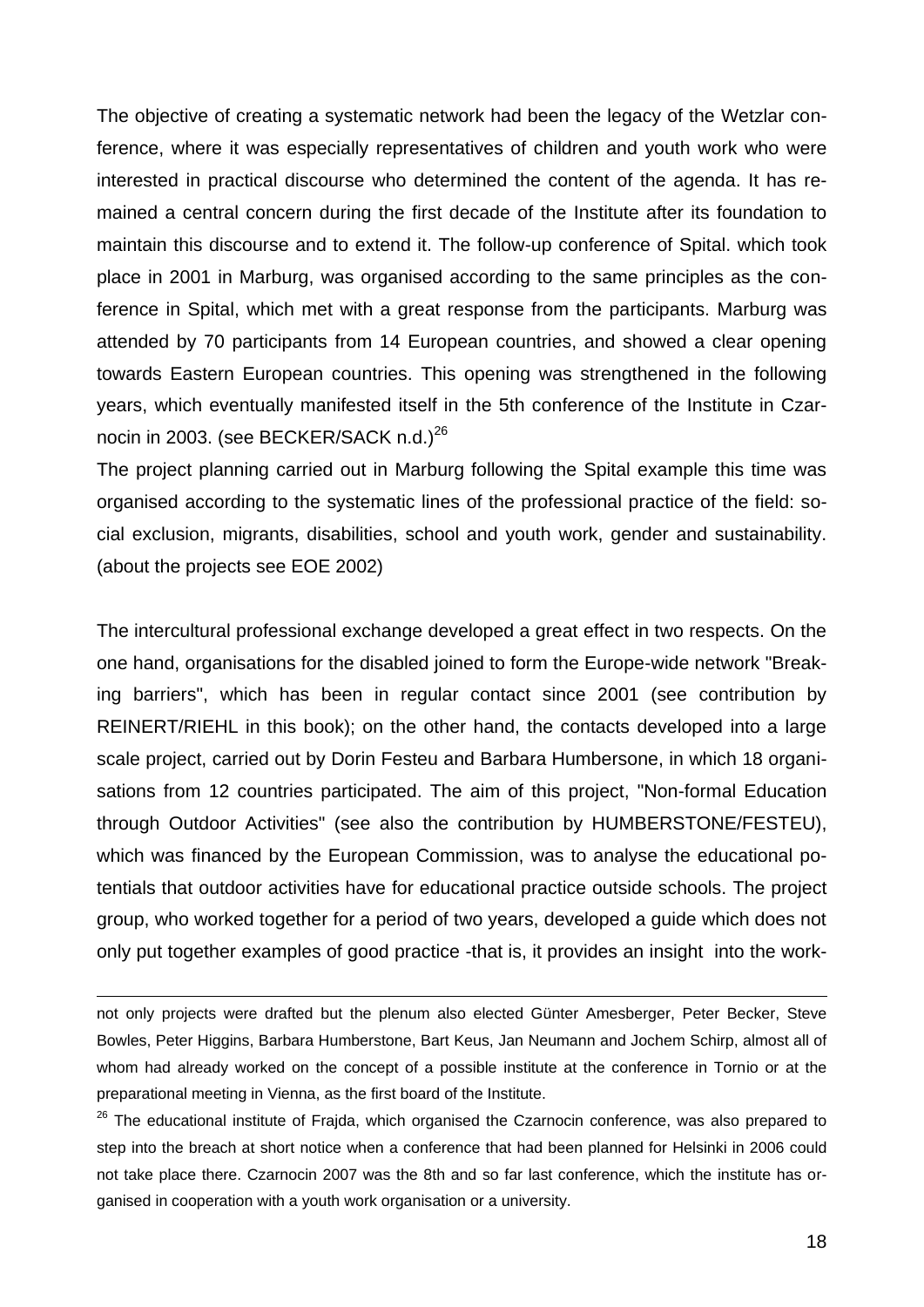The objective of creating a systematic network had been the legacy of the Wetzlar conference, where it was especially representatives of children and youth work who were interested in practical discourse who determined the content of the agenda. It has remained a central concern during the first decade of the Institute after its foundation to maintain this discourse and to extend it. The follow-up conference of Spital. which took place in 2001 in Marburg, was organised according to the same principles as the conference in Spital, which met with a great response from the participants. Marburg was attended by 70 participants from 14 European countries, and showed a clear opening towards Eastern European countries. This opening was strengthened in the following years, which eventually manifested itself in the 5th conference of the Institute in Czarnocin in 2003. (see BECKER/SACK n.d.)[26]

The project planning carried out in Marburg following the Spital example this time was organised according to the systematic lines of the professional practice of the field: social exclusion, migrants, disabilities, school and youth work, gender and sustainability. (about the projects see EOE 2002)

The intercultural professional exchange developed a great effect in two respects. On the one hand, organisations for the disabled joined to form the Europe-wide network "Breaking barriers", which has been in regular contact since 2001 (see contribution by REINERT/RIEHL in this book); on the other hand, the contacts developed into a large scale project, carried out by Dorin Festeu and Barbara Humbersone, in which 18 organisations from 12 countries participated. The aim of this project, "Non-formal Education through Outdoor Activities" (see also the contribution by HUMBERSTONE/FESTEU), which was financed by the European Commission, was to analyse the educational potentials that outdoor activities have for educational practice outside schools. The project group, who worked together for a period of two years, developed a guide which does not only put together examples of good practice -that is, it provides an insight into the work-

---

not only projects were drafted but the plenum also elected Günter Amesberger, Peter Becker, Steve Bowles, Peter Higgins, Barbara Humberstone, Bart Keus, Jan Neumann and Jochem Schirp, almost all of whom had already worked on the concept of a possible institute at the conference in Tornio or at the preparational meeting in Vienna, as the first board of the Institute.

[26] The educational institute of Frajda, which organised the Czarnocin conference, was also prepared to step into the breach at short notice when a conference that had been planned for Helsinki in 2006 could not take place there. Czarnocin 2007 was the 8th and so far last conference, which the institute has organised in cooperation with a youth work organisation or a university.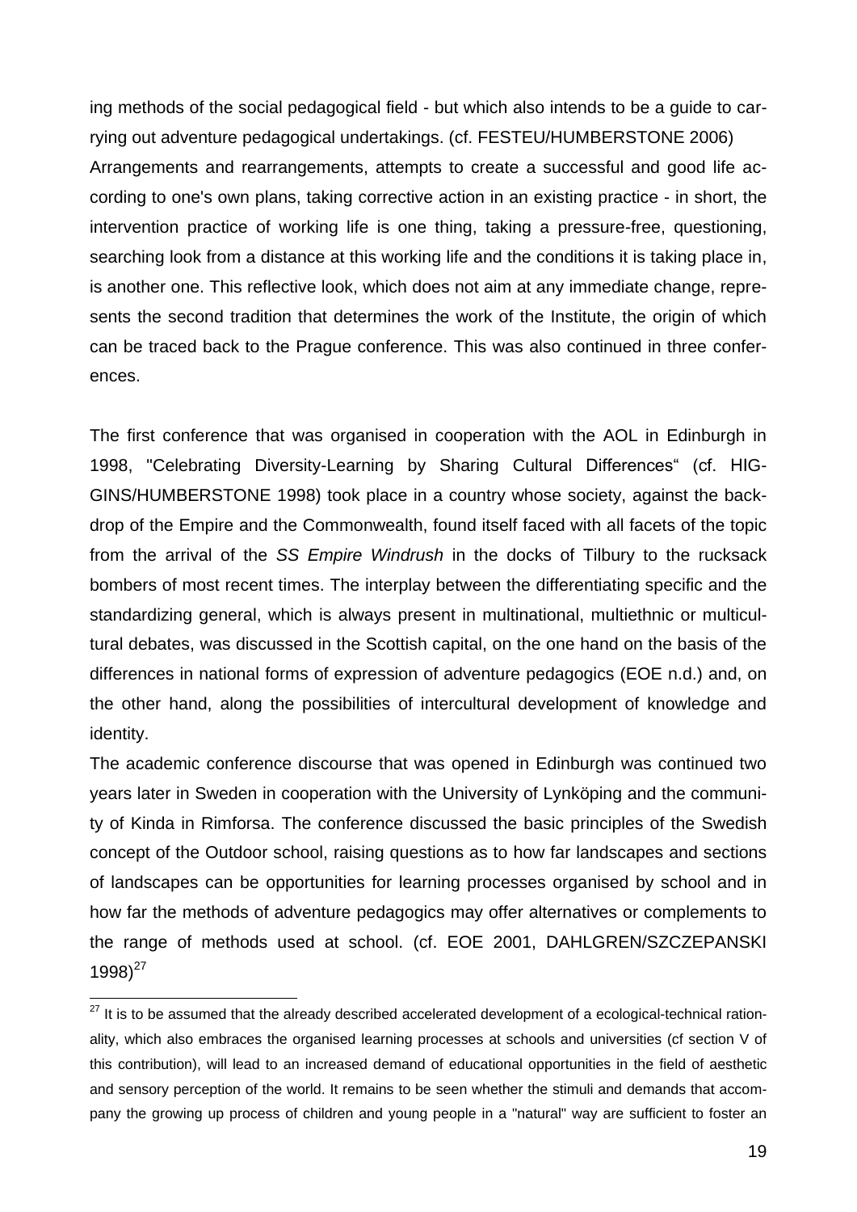ing methods of the social pedagogical field - but which also intends to be a guide to carrying out adventure pedagogical undertakings. (cf. FESTEU/HUMBERSTONE 2006)

Arrangements and rearrangements, attempts to create a successful and good life according to one's own plans, taking corrective action in an existing practice - in short, the intervention practice of working life is one thing, taking a pressure-free, questioning, searching look from a distance at this working life and the conditions it is taking place in, is another one. This reflective look, which does not aim at any immediate change, represents the second tradition that determines the work of the Institute, the origin of which can be traced back to the Prague conference. This was also continued in three conferences.

The first conference that was organised in cooperation with the AOL in Edinburgh in 1998, "Celebrating Diversity-Learning by Sharing Cultural Differences" (cf. HIGGINS/HUMBERSTONE 1998) took place in a country whose society, against the backdrop of the Empire and the Commonwealth, found itself faced with all facets of the topic from the arrival of the *SS Empire Windrush* in the docks of Tilbury to the rucksack bombers of most recent times. The interplay between the differentiating specific and the standardizing general, which is always present in multinational, multiethnic or multicultural debates, was discussed in the Scottish capital, on the one hand on the basis of the differences in national forms of expression of adventure pedagogics (EOE n.d.) and, on the other hand, along the possibilities of intercultural development of knowledge and identity.

The academic conference discourse that was opened in Edinburgh was continued two years later in Sweden in cooperation with the University of Lynköping and the community of Kinda in Rimforsa. The conference discussed the basic principles of the Swedish concept of the Outdoor school, raising questions as to how far landscapes and sections of landscapes can be opportunities for learning processes organised by school and in how far the methods of adventure pedagogics may offer alternatives or complements to the range of methods used at school. (cf. EOE 2001, DAHLGREN/SZCZEPANSKI 1998)[27]

---

[27] It is to be assumed that the already described accelerated development of a ecological-technical rationality, which also embraces the organised learning processes at schools and universities (cf section V of this contribution), will lead to an increased demand of educational opportunities in the field of aesthetic and sensory perception of the world. It remains to be seen whether the stimuli and demands that accompany the growing up process of children and young people in a "natural" way are sufficient to foster an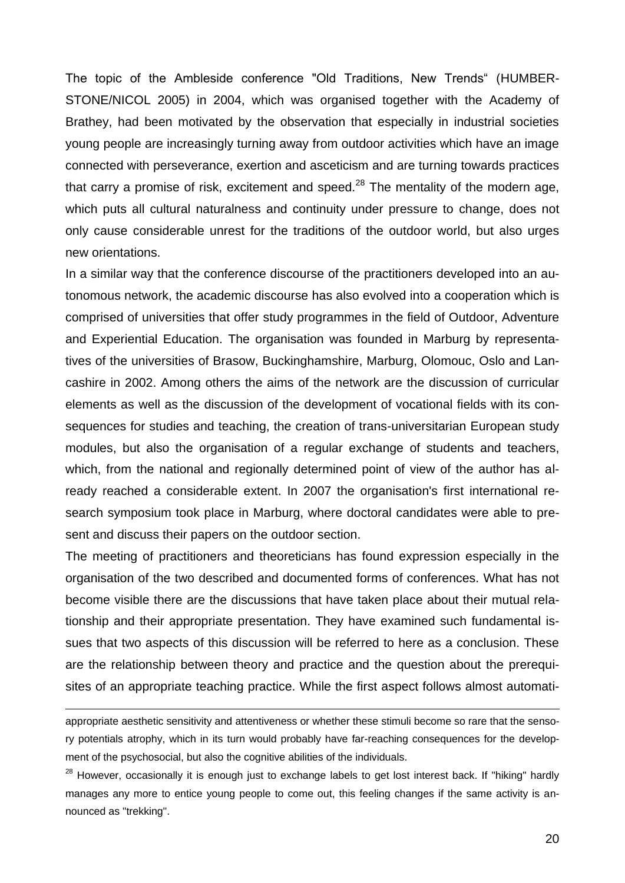The topic of the Ambleside conference "Old Traditions, New Trends" (HUMBERSTONE/NICOL 2005) in 2004, which was organised together with the Academy of Brathey, had been motivated by the observation that especially in industrial societies young people are increasingly turning away from outdoor activities which have an image connected with perseverance, exertion and asceticism and are turning towards practices that carry a promise of risk, excitement and speed.[28] The mentality of the modern age, which puts all cultural naturalness and continuity under pressure to change, does not only cause considerable unrest for the traditions of the outdoor world, but also urges new orientations.

In a similar way that the conference discourse of the practitioners developed into an autonomous network, the academic discourse has also evolved into a cooperation which is comprised of universities that offer study programmes in the field of Outdoor, Adventure and Experiential Education. The organisation was founded in Marburg by representatives of the universities of Brasow, Buckinghamshire, Marburg, Olomouc, Oslo and Lancashire in 2002. Among others the aims of the network are the discussion of curricular elements as well as the discussion of the development of vocational fields with its consequences for studies and teaching, the creation of trans-universitarian European study modules, but also the organisation of a regular exchange of students and teachers, which, from the national and regionally determined point of view of the author has already reached a considerable extent. In 2007 the organisation's first international research symposium took place in Marburg, where doctoral candidates were able to present and discuss their papers on the outdoor section.

The meeting of practitioners and theoreticians has found expression especially in the organisation of the two described and documented forms of conferences. What has not become visible there are the discussions that have taken place about their mutual relationship and their appropriate presentation. They have examined such fundamental issues that two aspects of this discussion will be referred to here as a conclusion. These are the relationship between theory and practice and the question about the prerequisites of an appropriate teaching practice. While the first aspect follows almost automati-

---

appropriate aesthetic sensitivity and attentiveness or whether these stimuli become so rare that the sensory potentials atrophy, which in its turn would probably have far-reaching consequences for the development of the psychosocial, but also the cognitive abilities of the individuals.

[28] However, occasionally it is enough just to exchange labels to get lost interest back. If "hiking" hardly manages any more to entice young people to come out, this feeling changes if the same activity is announced as "trekking".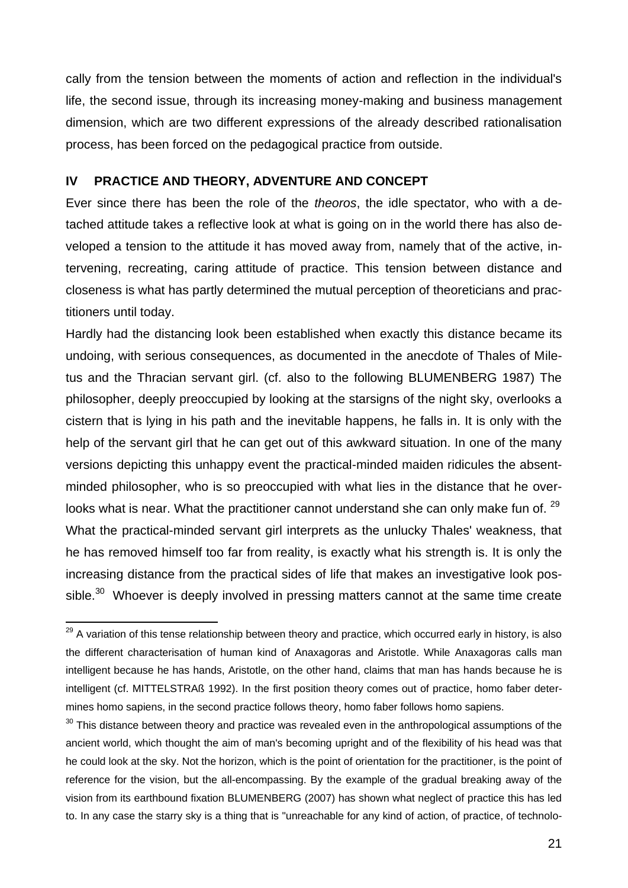cally from the tension between the moments of action and reflection in the individual's life, the second issue, through its increasing money-making and business management dimension, which are two different expressions of the already described rationalisation process, has been forced on the pedagogical practice from outside.

## IV PRACTICE AND THEORY, ADVENTURE AND CONCEPT

Ever since there has been the role of the *theoros*, the idle spectator, who with a detached attitude takes a reflective look at what is going on in the world there has also developed a tension to the attitude it has moved away from, namely that of the active, intervening, recreating, caring attitude of practice. This tension between distance and closeness is what has partly determined the mutual perception of theoreticians and practitioners until today.

Hardly had the distancing look been established when exactly this distance became its undoing, with serious consequences, as documented in the anecdote of Thales of Miletus and the Thracian servant girl. (cf. also to the following BLUMENBERG 1987) The philosopher, deeply preoccupied by looking at the starsigns of the night sky, overlooks a cistern that is lying in his path and the inevitable happens, he falls in. It is only with the help of the servant girl that he can get out of this awkward situation. In one of the many versions depicting this unhappy event the practical-minded maiden ridicules the absent-minded philosopher, who is so preoccupied with what lies in the distance that he overlooks what is near. What the practitioner cannot understand she can only make fun of. [29]

What the practical-minded servant girl interprets as the unlucky Thales' weakness, that he has removed himself too far from reality, is exactly what his strength is. It is only the increasing distance from the practical sides of life that makes an investigative look possible.[30] Whoever is deeply involved in pressing matters cannot at the same time create

[29] A variation of this tense relationship between theory and practice, which occurred early in history, is also the different characterisation of human kind of Anaxagoras and Aristotle. While Anaxagoras calls man intelligent because he has hands, Aristotle, on the other hand, claims that man has hands because he is intelligent (cf. MITTELSTRAß 1992). In the first position theory comes out of practice, homo faber determines homo sapiens, in the second practice follows theory, homo faber follows homo sapiens.

[30] This distance between theory and practice was revealed even in the anthropological assumptions of the ancient world, which thought the aim of man's becoming upright and of the flexibility of his head was that he could look at the sky. Not the horizon, which is the point of orientation for the practitioner, is the point of reference for the vision, but the all-encompassing. By the example of the gradual breaking away of the vision from its earthbound fixation BLUMENBERG (2007) has shown what neglect of practice this has led to. In any case the starry sky is a thing that is "unreachable for any kind of action, of practice, of technolo-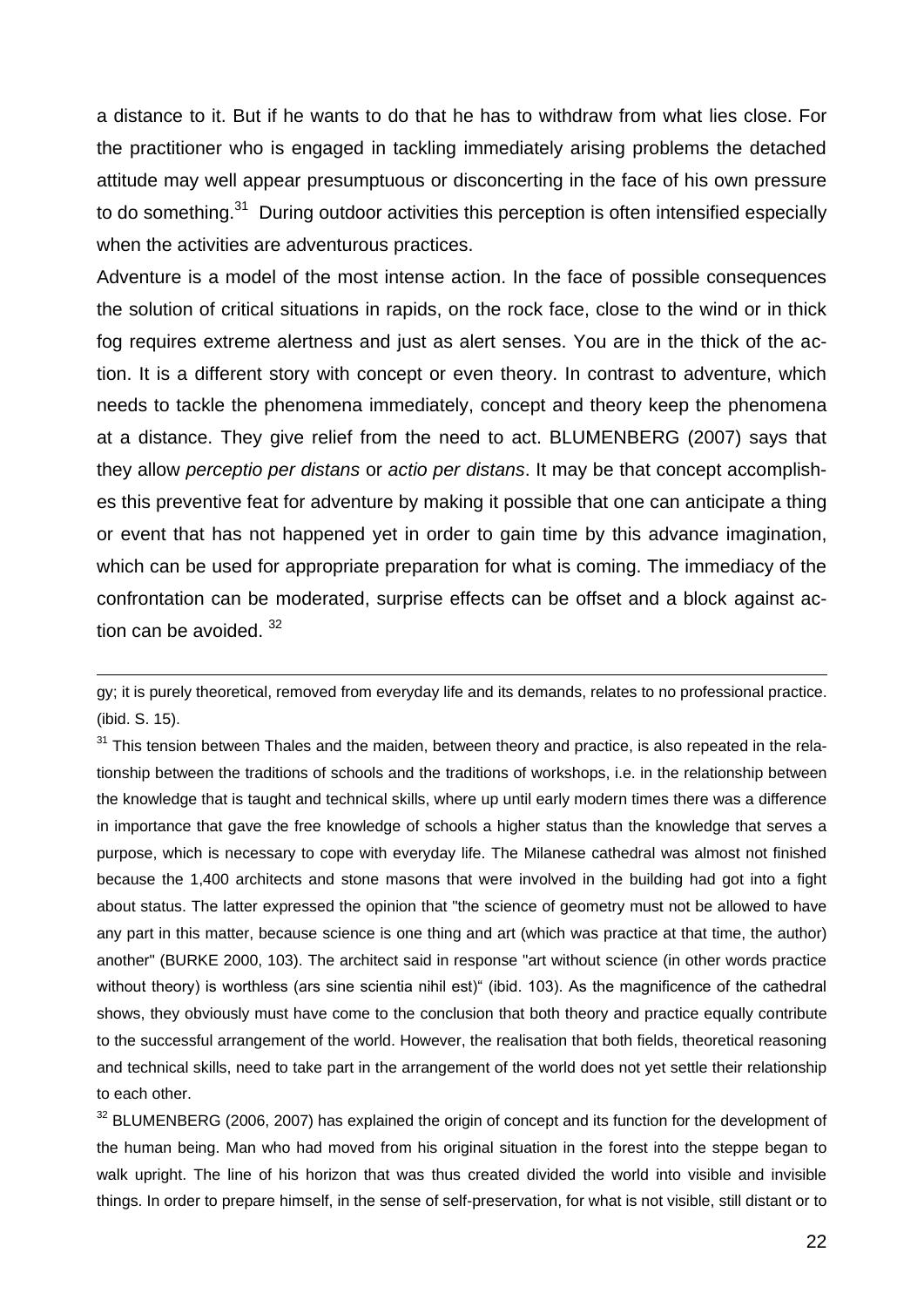a distance to it. But if he wants to do that he has to withdraw from what lies close. For the practitioner who is engaged in tackling immediately arising problems the detached attitude may well appear presumptuous or disconcerting in the face of his own pressure to do something.[31] During outdoor activities this perception is often intensified especially when the activities are adventurous practices.

Adventure is a model of the most intense action. In the face of possible consequences the solution of critical situations in rapids, on the rock face, close to the wind or in thick fog requires extreme alertness and just as alert senses. You are in the thick of the action. It is a different story with concept or even theory. In contrast to adventure, which needs to tackle the phenomena immediately, concept and theory keep the phenomena at a distance. They give relief from the need to act. BLUMENBERG (2007) says that they allow *perceptio per distans* or *actio per distans*. It may be that concept accomplishes this preventive feat for adventure by making it possible that one can anticipate a thing or event that has not happened yet in order to gain time by this advance imagination, which can be used for appropriate preparation for what is coming. The immediacy of the confrontation can be moderated, surprise effects can be offset and a block against action can be avoided. [32]

---

gy; it is purely theoretical, removed from everyday life and its demands, relates to no professional practice. (ibid. S. 15).

[31] This tension between Thales and the maiden, between theory and practice, is also repeated in the relationship between the traditions of schools and the traditions of workshops, i.e. in the relationship between the knowledge that is taught and technical skills, where up until early modern times there was a difference in importance that gave the free knowledge of schools a higher status than the knowledge that serves a purpose, which is necessary to cope with everyday life. The Milanese cathedral was almost not finished because the 1,400 architects and stone masons that were involved in the building had got into a fight about status. The latter expressed the opinion that "the science of geometry must not be allowed to have any part in this matter, because science is one thing and art (which was practice at that time, the author) another" (BURKE 2000, 103). The architect said in response "art without science (in other words practice without theory) is worthless (ars sine scientia nihil est)" (ibid. 103). As the magnificence of the cathedral shows, they obviously must have come to the conclusion that both theory and practice equally contribute to the successful arrangement of the world. However, the realisation that both fields, theoretical reasoning and technical skills, need to take part in the arrangement of the world does not yet settle their relationship to each other.

[32] BLUMENBERG (2006, 2007) has explained the origin of concept and its function for the development of the human being. Man who had moved from his original situation in the forest into the steppe began to walk upright. The line of his horizon that was thus created divided the world into visible and invisible things. In order to prepare himself, in the sense of self-preservation, for what is not visible, still distant or to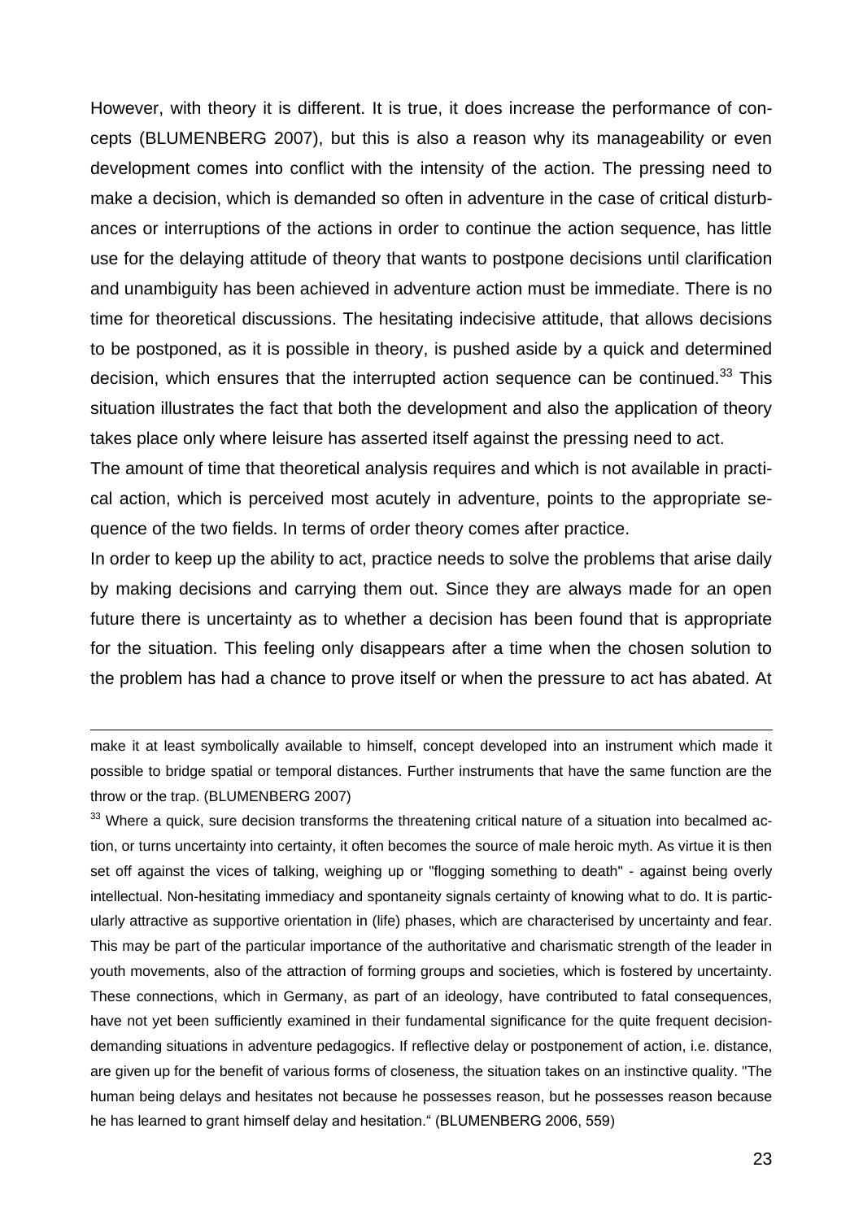However, with theory it is different. It is true, it does increase the performance of concepts (BLUMENBERG 2007), but this is also a reason why its manageability or even development comes into conflict with the intensity of the action. The pressing need to make a decision, which is demanded so often in adventure in the case of critical disturbances or interruptions of the actions in order to continue the action sequence, has little use for the delaying attitude of theory that wants to postpone decisions until clarification and unambiguity has been achieved in adventure action must be immediate. There is no time for theoretical discussions. The hesitating indecisive attitude, that allows decisions to be postponed, as it is possible in theory, is pushed aside by a quick and determined decision, which ensures that the interrupted action sequence can be continued.[33] This situation illustrates the fact that both the development and also the application of theory takes place only where leisure has asserted itself against the pressing need to act.

The amount of time that theoretical analysis requires and which is not available in practical action, which is perceived most acutely in adventure, points to the appropriate sequence of the two fields. In terms of order theory comes after practice.

In order to keep up the ability to act, practice needs to solve the problems that arise daily by making decisions and carrying them out. Since they are always made for an open future there is uncertainty as to whether a decision has been found that is appropriate for the situation. This feeling only disappears after a time when the chosen solution to the problem has had a chance to prove itself or when the pressure to act has abated. At

---

make it at least symbolically available to himself, concept developed into an instrument which made it possible to bridge spatial or temporal distances. Further instruments that have the same function are the throw or the trap. (BLUMENBERG 2007)

[33] Where a quick, sure decision transforms the threatening critical nature of a situation into becalmed action, or turns uncertainty into certainty, it often becomes the source of male heroic myth. As virtue it is then set off against the vices of talking, weighing up or "flogging something to death" - against being overly intellectual. Non-hesitating immediacy and spontaneity signals certainty of knowing what to do. It is particularly attractive as supportive orientation in (life) phases, which are characterised by uncertainty and fear. This may be part of the particular importance of the authoritative and charismatic strength of the leader in youth movements, also of the attraction of forming groups and societies, which is fostered by uncertainty. These connections, which in Germany, as part of an ideology, have contributed to fatal consequences, have not yet been sufficiently examined in their fundamental significance for the quite frequent decision-demanding situations in adventure pedagogics. If reflective delay or postponement of action, i.e. distance, are given up for the benefit of various forms of closeness, the situation takes on an instinctive quality. "The human being delays and hesitates not because he possesses reason, but he possesses reason because he has learned to grant himself delay and hesitation." (BLUMENBERG 2006, 559)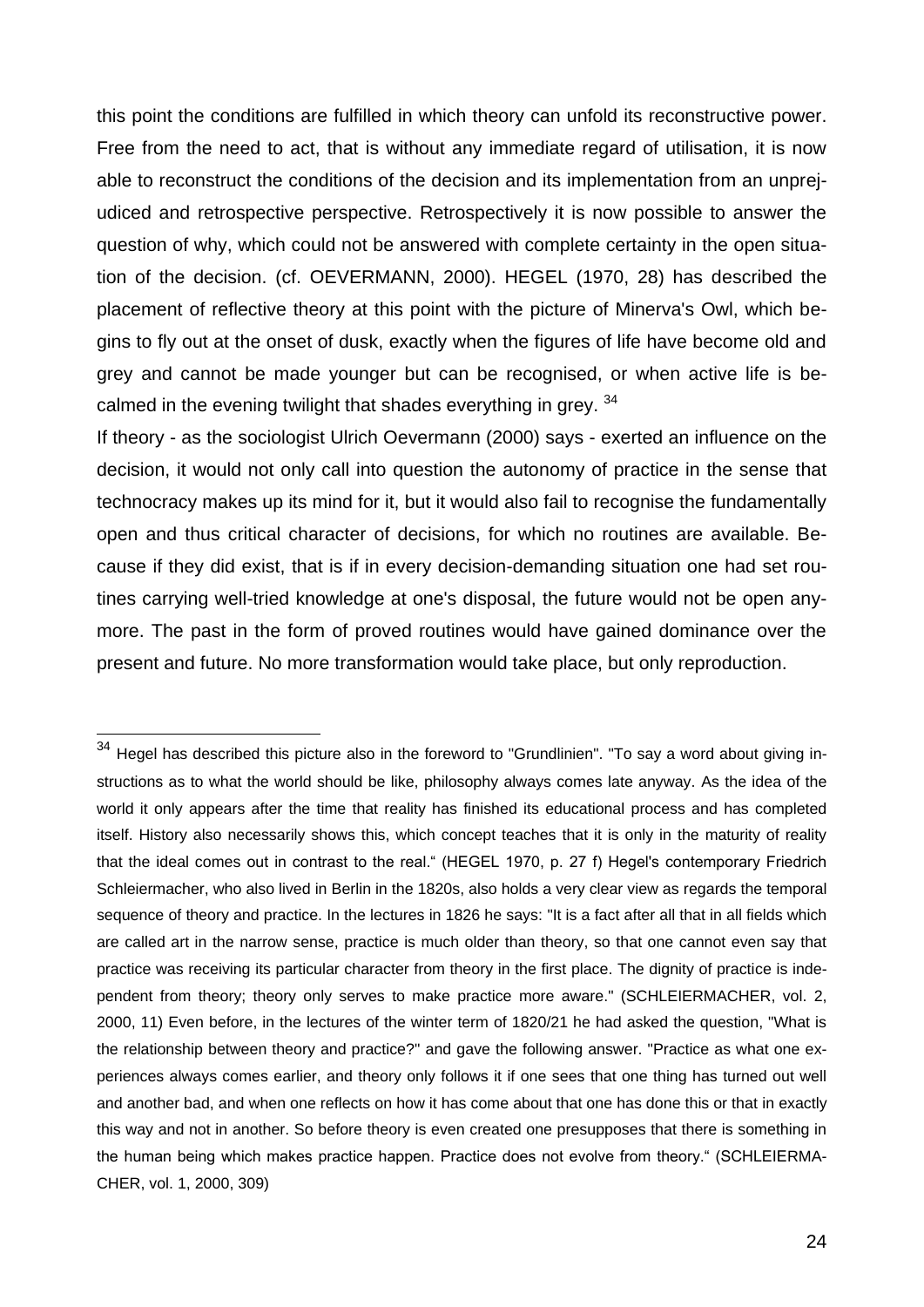this point the conditions are fulfilled in which theory can unfold its reconstructive power. Free from the need to act, that is without any immediate regard of utilisation, it is now able to reconstruct the conditions of the decision and its implementation from an unprejudiced and retrospective perspective. Retrospectively it is now possible to answer the question of why, which could not be answered with complete certainty in the open situation of the decision. (cf. OEVERMANN, 2000). HEGEL (1970, 28) has described the placement of reflective theory at this point with the picture of Minerva's Owl, which begins to fly out at the onset of dusk, exactly when the figures of life have become old and grey and cannot be made younger but can be recognised, or when active life is becalmed in the evening twilight that shades everything in grey. [34]

If theory - as the sociologist Ulrich Oevermann (2000) says - exerted an influence on the decision, it would not only call into question the autonomy of practice in the sense that technocracy makes up its mind for it, but it would also fail to recognise the fundamentally open and thus critical character of decisions, for which no routines are available. Because if they did exist, that is if in every decision-demanding situation one had set routines carrying well-tried knowledge at one's disposal, the future would not be open anymore. The past in the form of proved routines would have gained dominance over the present and future. No more transformation would take place, but only reproduction.

---

[34] Hegel has described this picture also in the foreword to "Grundlinien". "To say a word about giving instructions as to what the world should be like, philosophy always comes late anyway. As the idea of the world it only appears after the time that reality has finished its educational process and has completed itself. History also necessarily shows this, which concept teaches that it is only in the maturity of reality that the ideal comes out in contrast to the real.“ (HEGEL 1970, p. 27 f) Hegel's contemporary Friedrich Schleiermacher, who also lived in Berlin in the 1820s, also holds a very clear view as regards the temporal sequence of theory and practice. In the lectures in 1826 he says: "It is a fact after all that in all fields which are called art in the narrow sense, practice is much older than theory, so that one cannot even say that practice was receiving its particular character from theory in the first place. The dignity of practice is independent from theory; theory only serves to make practice more aware." (SCHLEIERMACHER, vol. 2, 2000, 11) Even before, in the lectures of the winter term of 1820/21 he had asked the question, "What is the relationship between theory and practice?" and gave the following answer. "Practice as what one experiences always comes earlier, and theory only follows it if one sees that one thing has turned out well and another bad, and when one reflects on how it has come about that one has done this or that in exactly this way and not in another. So before theory is even created one presupposes that there is something in the human being which makes practice happen. Practice does not evolve from theory.“ (SCHLEIERMACHER, vol. 1, 2000, 309)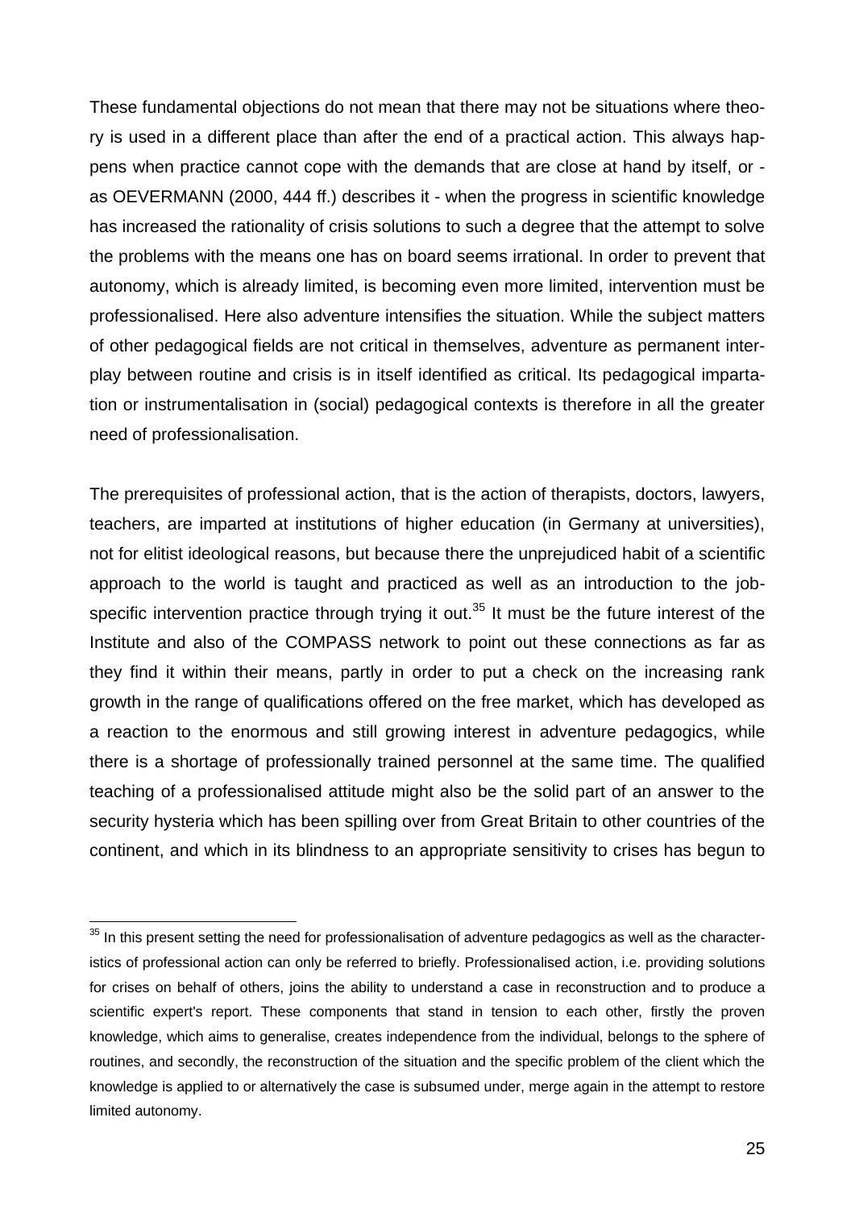These fundamental objections do not mean that there may not be situations where theory is used in a different place than after the end of a practical action. This always happens when practice cannot cope with the demands that are close at hand by itself, or - as OEVERMANN (2000, 444 ff.) describes it - when the progress in scientific knowledge has increased the rationality of crisis solutions to such a degree that the attempt to solve the problems with the means one has on board seems irrational. In order to prevent that autonomy, which is already limited, is becoming even more limited, intervention must be professionalised. Here also adventure intensifies the situation. While the subject matters of other pedagogical fields are not critical in themselves, adventure as permanent interplay between routine and crisis is in itself identified as critical. Its pedagogical impartation or instrumentalisation in (social) pedagogical contexts is therefore in all the greater need of professionalisation.

The prerequisites of professional action, that is the action of therapists, doctors, lawyers, teachers, are imparted at institutions of higher education (in Germany at universities), not for elitist ideological reasons, but because there the unprejudiced habit of a scientific approach to the world is taught and practiced as well as an introduction to the job-specific intervention practice through trying it out.[35] It must be the future interest of the Institute and also of the COMPASS network to point out these connections as far as they find it within their means, partly in order to put a check on the increasing rank growth in the range of qualifications offered on the free market, which has developed as a reaction to the enormous and still growing interest in adventure pedagogics, while there is a shortage of professionally trained personnel at the same time. The qualified teaching of a professionalised attitude might also be the solid part of an answer to the security hysteria which has been spilling over from Great Britain to other countries of the continent, and which in its blindness to an appropriate sensitivity to crises has begun to

[35] In this present setting the need for professionalisation of adventure pedagogics as well as the characteristics of professional action can only be referred to briefly. Professionalised action, i.e. providing solutions for crises on behalf of others, joins the ability to understand a case in reconstruction and to produce a scientific expert's report. These components that stand in tension to each other, firstly the proven knowledge, which aims to generalise, creates independence from the individual, belongs to the sphere of routines, and secondly, the reconstruction of the situation and the specific problem of the client which the knowledge is applied to or alternatively the case is subsumed under, merge again in the attempt to restore limited autonomy.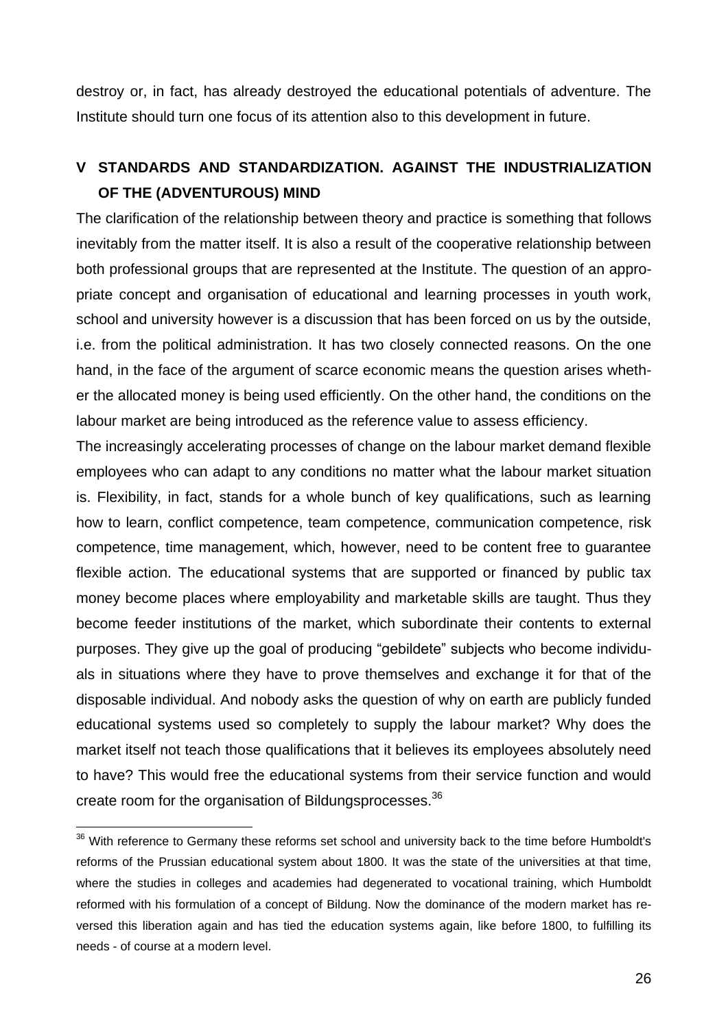destroy or, in fact, has already destroyed the educational potentials of adventure. The Institute should turn one focus of its attention also to this development in future.

## V STANDARDS AND STANDARDIZATION. AGAINST THE INDUSTRIALIZATION OF THE (ADVENTUROUS) MIND

The clarification of the relationship between theory and practice is something that follows inevitably from the matter itself. It is also a result of the cooperative relationship between both professional groups that are represented at the Institute. The question of an appropriate concept and organisation of educational and learning processes in youth work, school and university however is a discussion that has been forced on us by the outside, i.e. from the political administration. It has two closely connected reasons. On the one hand, in the face of the argument of scarce economic means the question arises whether the allocated money is being used efficiently. On the other hand, the conditions on the labour market are being introduced as the reference value to assess efficiency.

The increasingly accelerating processes of change on the labour market demand flexible employees who can adapt to any conditions no matter what the labour market situation is. Flexibility, in fact, stands for a whole bunch of key qualifications, such as learning how to learn, conflict competence, team competence, communication competence, risk competence, time management, which, however, need to be content free to guarantee flexible action. The educational systems that are supported or financed by public tax money become places where employability and marketable skills are taught. Thus they become feeder institutions of the market, which subordinate their contents to external purposes. They give up the goal of producing "gebildete" subjects who become individuals in situations where they have to prove themselves and exchange it for that of the disposable individual. And nobody asks the question of why on earth are publicly funded educational systems used so completely to supply the labour market? Why does the market itself not teach those qualifications that it believes its employees absolutely need to have? This would free the educational systems from their service function and would create room for the organisation of Bildungsprocesses.[36]

[36] With reference to Germany these reforms set school and university back to the time before Humboldt's reforms of the Prussian educational system about 1800. It was the state of the universities at that time, where the studies in colleges and academies had degenerated to vocational training, which Humboldt reformed with his formulation of a concept of Bildung. Now the dominance of the modern market has reversed this liberation again and has tied the education systems again, like before 1800, to fulfilling its needs - of course at a modern level.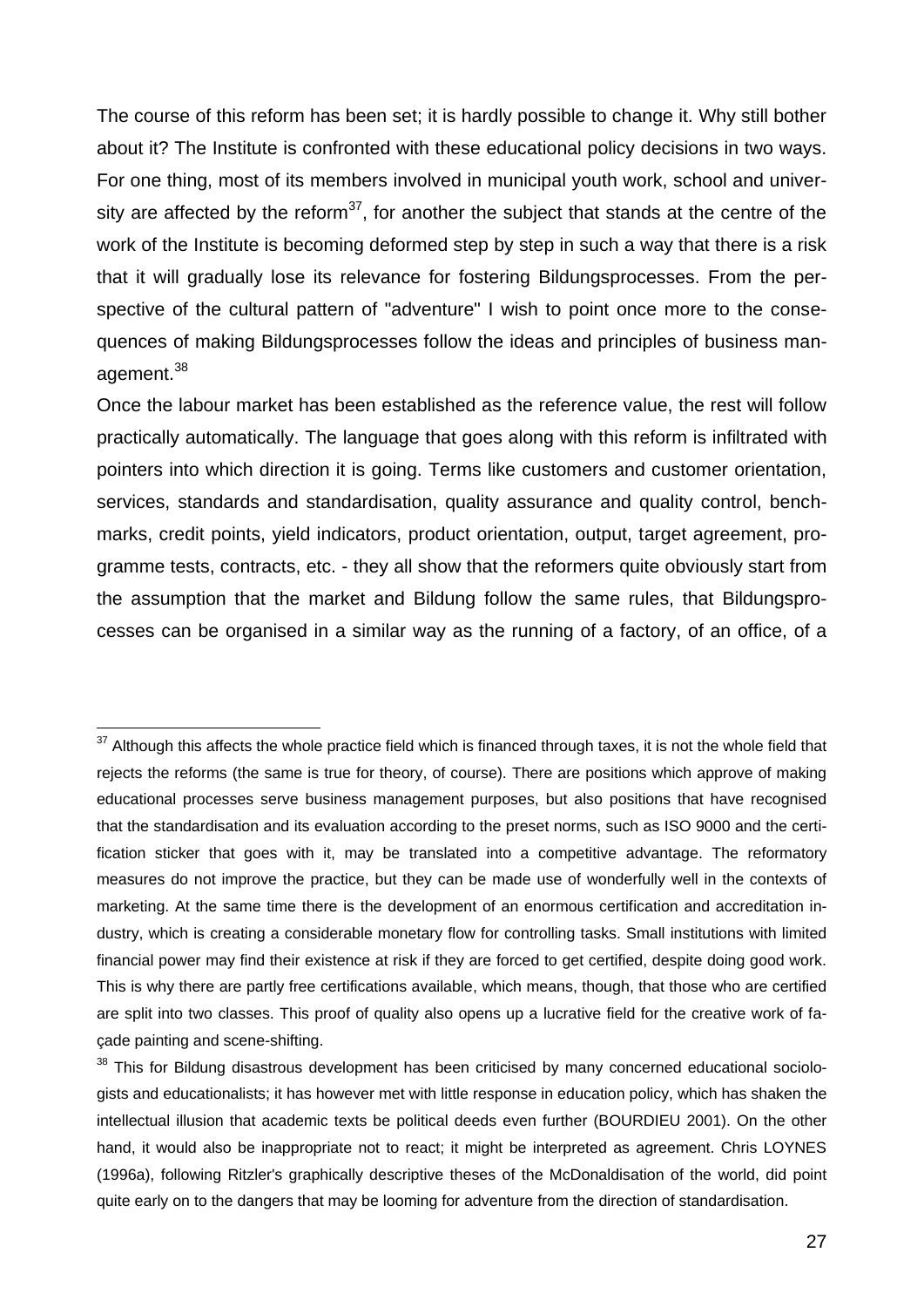The course of this reform has been set; it is hardly possible to change it. Why still bother about it? The Institute is confronted with these educational policy decisions in two ways. For one thing, most of its members involved in municipal youth work, school and university are affected by the reform[37], for another the subject that stands at the centre of the work of the Institute is becoming deformed step by step in such a way that there is a risk that it will gradually lose its relevance for fostering Bildungsprocesses. From the perspective of the cultural pattern of "adventure" I wish to point once more to the consequences of making Bildungsprocesses follow the ideas and principles of business management.[38]

Once the labour market has been established as the reference value, the rest will follow practically automatically. The language that goes along with this reform is infiltrated with pointers into which direction it is going. Terms like customers and customer orientation, services, standards and standardisation, quality assurance and quality control, benchmarks, credit points, yield indicators, product orientation, output, target agreement, programme tests, contracts, etc. - they all show that the reformers quite obviously start from the assumption that the market and Bildung follow the same rules, that Bildungsprocesses can be organised in a similar way as the running of a factory, of an office, of a

[37] Although this affects the whole practice field which is financed through taxes, it is not the whole field that rejects the reforms (the same is true for theory, of course). There are positions which approve of making educational processes serve business management purposes, but also positions that have recognised that the standardisation and its evaluation according to the preset norms, such as ISO 9000 and the certification sticker that goes with it, may be translated into a competitive advantage. The reformatory measures do not improve the practice, but they can be made use of wonderfully well in the contexts of marketing. At the same time there is the development of an enormous certification and accreditation industry, which is creating a considerable monetary flow for controlling tasks. Small institutions with limited financial power may find their existence at risk if they are forced to get certified, despite doing good work. This is why there are partly free certifications available, which means, though, that those who are certified are split into two classes. This proof of quality also opens up a lucrative field for the creative work of façade painting and scene-shifting.

[38] This for Bildung disastrous development has been criticised by many concerned educational sociologists and educationalists; it has however met with little response in education policy, which has shaken the intellectual illusion that academic texts be political deeds even further (BOURDIEU 2001). On the other hand, it would also be inappropriate not to react; it might be interpreted as agreement. Chris LOYNES (1996a), following Ritzler's graphically descriptive theses of the McDonaldisation of the world, did point quite early on to the dangers that may be looming for adventure from the direction of standardisation.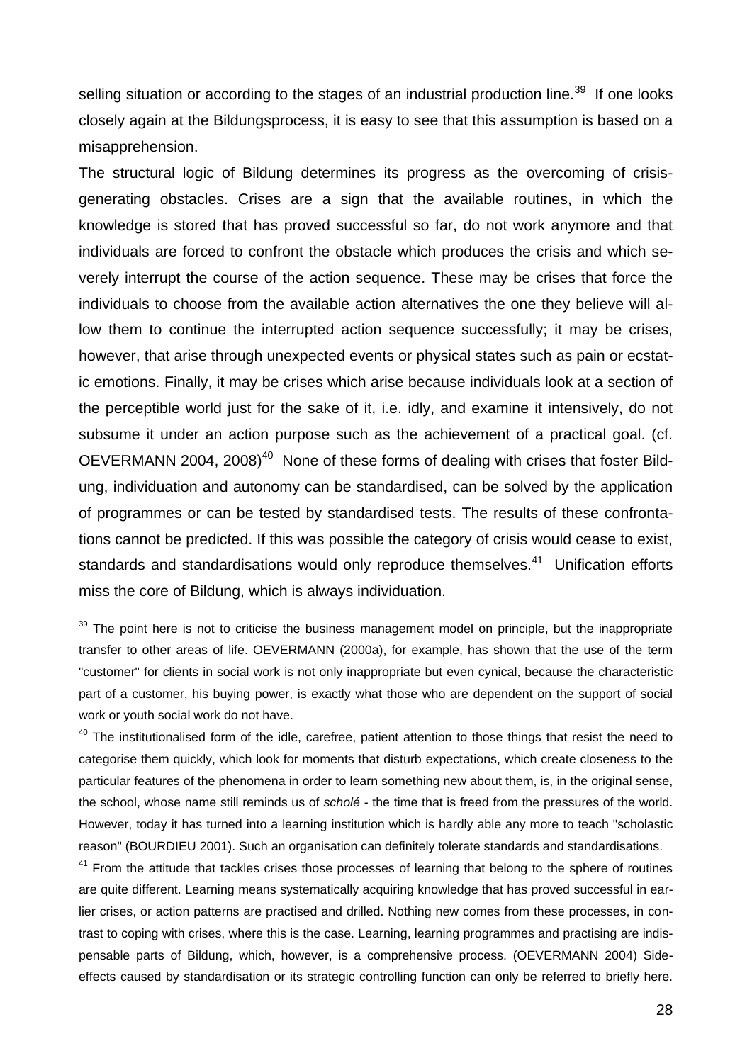selling situation or according to the stages of an industrial production line.[39] If one looks closely again at the Bildungsprocess, it is easy to see that this assumption is based on a misapprehension.

The structural logic of Bildung determines its progress as the overcoming of crisis-generating obstacles. Crises are a sign that the available routines, in which the knowledge is stored that has proved successful so far, do not work anymore and that individuals are forced to confront the obstacle which produces the crisis and which severely interrupt the course of the action sequence. These may be crises that force the individuals to choose from the available action alternatives the one they believe will allow them to continue the interrupted action sequence successfully; it may be crises, however, that arise through unexpected events or physical states such as pain or ecstatic emotions. Finally, it may be crises which arise because individuals look at a section of the perceptible world just for the sake of it, i.e. idly, and examine it intensively, do not subsume it under an action purpose such as the achievement of a practical goal. (cf. OEVERMANN 2004, 2008)[40] None of these forms of dealing with crises that foster Bildung, individuation and autonomy can be standardised, can be solved by the application of programmes or can be tested by standardised tests. The results of these confrontations cannot be predicted. If this was possible the category of crisis would cease to exist, standards and standardisations would only reproduce themselves.[41] Unification efforts miss the core of Bildung, which is always individuation.

[39] The point here is not to criticise the business management model on principle, but the inappropriate transfer to other areas of life. OEVERMANN (2000a), for example, has shown that the use of the term "customer" for clients in social work is not only inappropriate but even cynical, because the characteristic part of a customer, his buying power, is exactly what those who are dependent on the support of social work or youth social work do not have.

[40] The institutionalised form of the idle, carefree, patient attention to those things that resist the need to categorise them quickly, which look for moments that disturb expectations, which create closeness to the particular features of the phenomena in order to learn something new about them, is, in the original sense, the school, whose name still reminds us of *scholé* - the time that is freed from the pressures of the world. However, today it has turned into a learning institution which is hardly able any more to teach "scholastic reason" (BOURDIEU 2001). Such an organisation can definitely tolerate standards and standardisations.

[41] From the attitude that tackles crises those processes of learning that belong to the sphere of routines are quite different. Learning means systematically acquiring knowledge that has proved successful in earlier crises, or action patterns are practised and drilled. Nothing new comes from these processes, in contrast to coping with crises, where this is the case. Learning, learning programmes and practising are indispensable parts of Bildung, which, however, is a comprehensive process. (OEVERMANN 2004) Side-effects caused by standardisation or its strategic controlling function can only be referred to briefly here.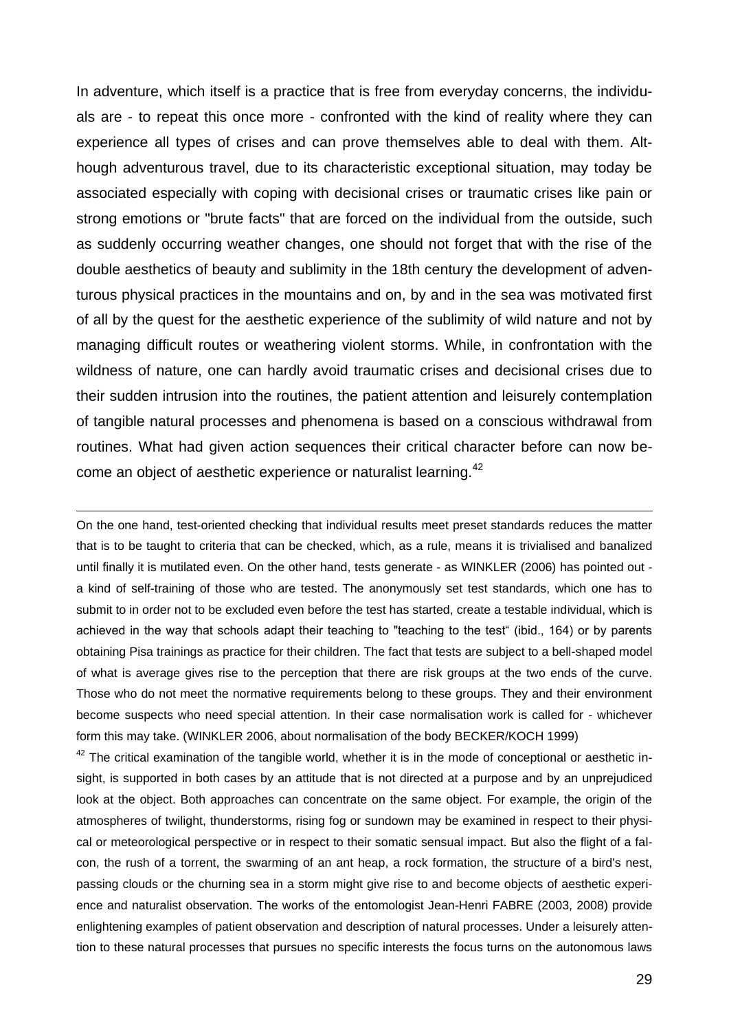In adventure, which itself is a practice that is free from everyday concerns, the individuals are - to repeat this once more - confronted with the kind of reality where they can experience all types of crises and can prove themselves able to deal with them. Although adventurous travel, due to its characteristic exceptional situation, may today be associated especially with coping with decisional crises or traumatic crises like pain or strong emotions or "brute facts" that are forced on the individual from the outside, such as suddenly occurring weather changes, one should not forget that with the rise of the double aesthetics of beauty and sublimity in the 18th century the development of adventurous physical practices in the mountains and on, by and in the sea was motivated first of all by the quest for the aesthetic experience of the sublimity of wild nature and not by managing difficult routes or weathering violent storms. While, in confrontation with the wildness of nature, one can hardly avoid traumatic crises and decisional crises due to their sudden intrusion into the routines, the patient attention and leisurely contemplation of tangible natural processes and phenomena is based on a conscious withdrawal from routines. What had given action sequences their critical character before can now become an object of aesthetic experience or naturalist learning.[42]

---

On the one hand, test-oriented checking that individual results meet preset standards reduces the matter that is to be taught to criteria that can be checked, which, as a rule, means it is trivialised and banalized until finally it is mutilated even. On the other hand, tests generate - as WINKLER (2006) has pointed out - a kind of self-training of those who are tested. The anonymously set test standards, which one has to submit to in order not to be excluded even before the test has started, create a testable individual, which is achieved in the way that schools adapt their teaching to "teaching to the test“ (ibid., 164) or by parents obtaining Pisa trainings as practice for their children. The fact that tests are subject to a bell-shaped model of what is average gives rise to the perception that there are risk groups at the two ends of the curve. Those who do not meet the normative requirements belong to these groups. They and their environment become suspects who need special attention. In their case normalisation work is called for - whichever form this may take. (WINKLER 2006, about normalisation of the body BECKER/KOCH 1999)

[42] The critical examination of the tangible world, whether it is in the mode of conceptional or aesthetic insight, is supported in both cases by an attitude that is not directed at a purpose and by an unprejudiced look at the object. Both approaches can concentrate on the same object. For example, the origin of the atmospheres of twilight, thunderstorms, rising fog or sundown may be examined in respect to their physical or meteorological perspective or in respect to their somatic sensual impact. But also the flight of a falcon, the rush of a torrent, the swarming of an ant heap, a rock formation, the structure of a bird's nest, passing clouds or the churning sea in a storm might give rise to and become objects of aesthetic experience and naturalist observation. The works of the entomologist Jean-Henri FABRE (2003, 2008) provide enlightening examples of patient observation and description of natural processes. Under a leisurely attention to these natural processes that pursues no specific interests the focus turns on the autonomous laws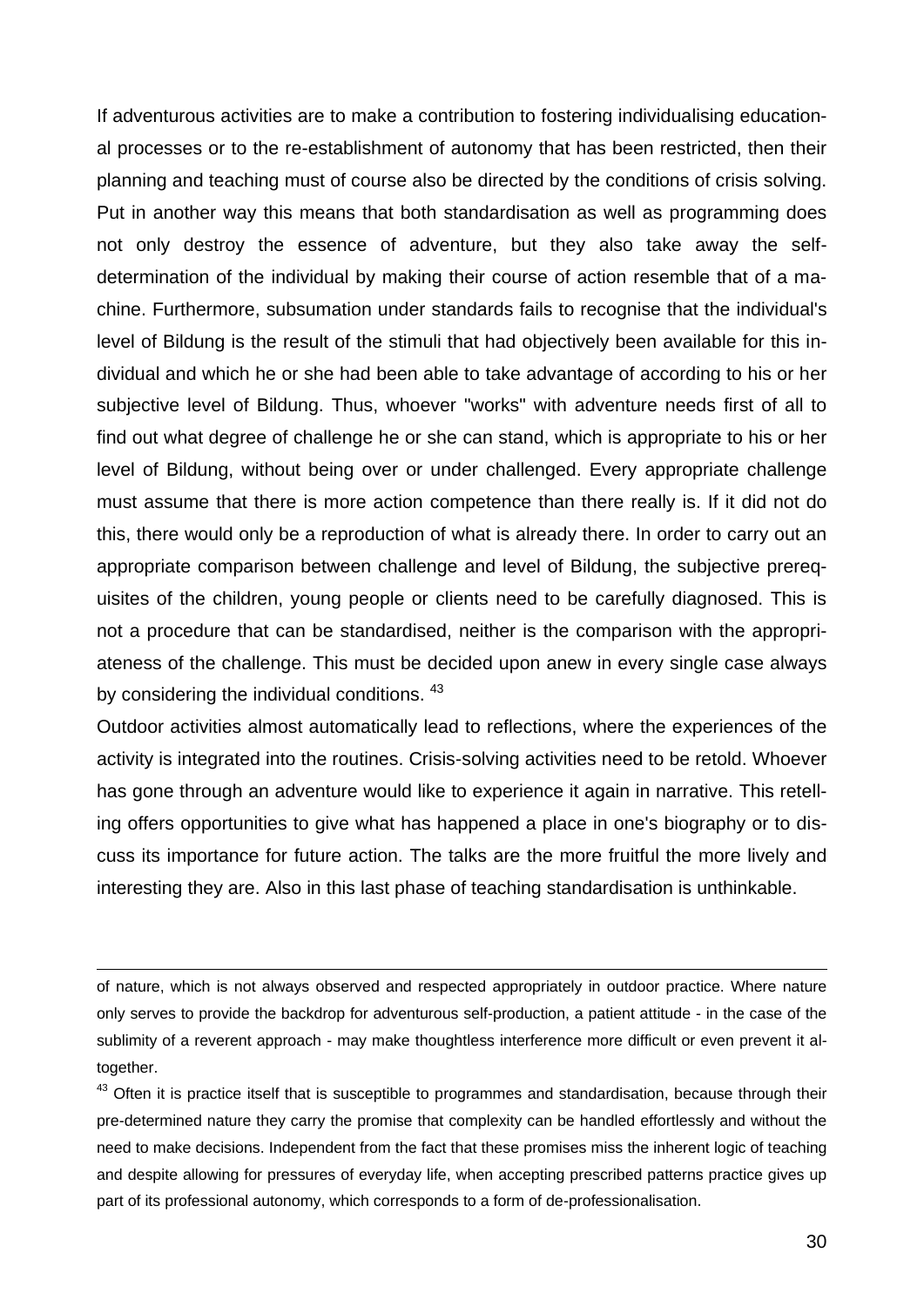If adventurous activities are to make a contribution to fostering individualising educational processes or to the re-establishment of autonomy that has been restricted, then their planning and teaching must of course also be directed by the conditions of crisis solving. Put in another way this means that both standardisation as well as programming does not only destroy the essence of adventure, but they also take away the self-determination of the individual by making their course of action resemble that of a machine. Furthermore, subsumation under standards fails to recognise that the individual's level of Bildung is the result of the stimuli that had objectively been available for this individual and which he or she had been able to take advantage of according to his or her subjective level of Bildung. Thus, whoever "works" with adventure needs first of all to find out what degree of challenge he or she can stand, which is appropriate to his or her level of Bildung, without being over or under challenged. Every appropriate challenge must assume that there is more action competence than there really is. If it did not do this, there would only be a reproduction of what is already there. In order to carry out an appropriate comparison between challenge and level of Bildung, the subjective prerequisites of the children, young people or clients need to be carefully diagnosed. This is not a procedure that can be standardised, neither is the comparison with the appropriateness of the challenge. This must be decided upon anew in every single case always by considering the individual conditions. [43]

Outdoor activities almost automatically lead to reflections, where the experiences of the activity is integrated into the routines. Crisis-solving activities need to be retold. Whoever has gone through an adventure would like to experience it again in narrative. This retelling offers opportunities to give what has happened a place in one's biography or to discuss its importance for future action. The talks are the more fruitful the more lively and interesting they are. Also in this last phase of teaching standardisation is unthinkable.

---

of nature, which is not always observed and respected appropriately in outdoor practice. Where nature only serves to provide the backdrop for adventurous self-production, a patient attitude - in the case of the sublimity of a reverent approach - may make thoughtless interference more difficult or even prevent it altogether.

[43] Often it is practice itself that is susceptible to programmes and standardisation, because through their pre-determined nature they carry the promise that complexity can be handled effortlessly and without the need to make decisions. Independent from the fact that these promises miss the inherent logic of teaching and despite allowing for pressures of everyday life, when accepting prescribed patterns practice gives up part of its professional autonomy, which corresponds to a form of de-professionalisation.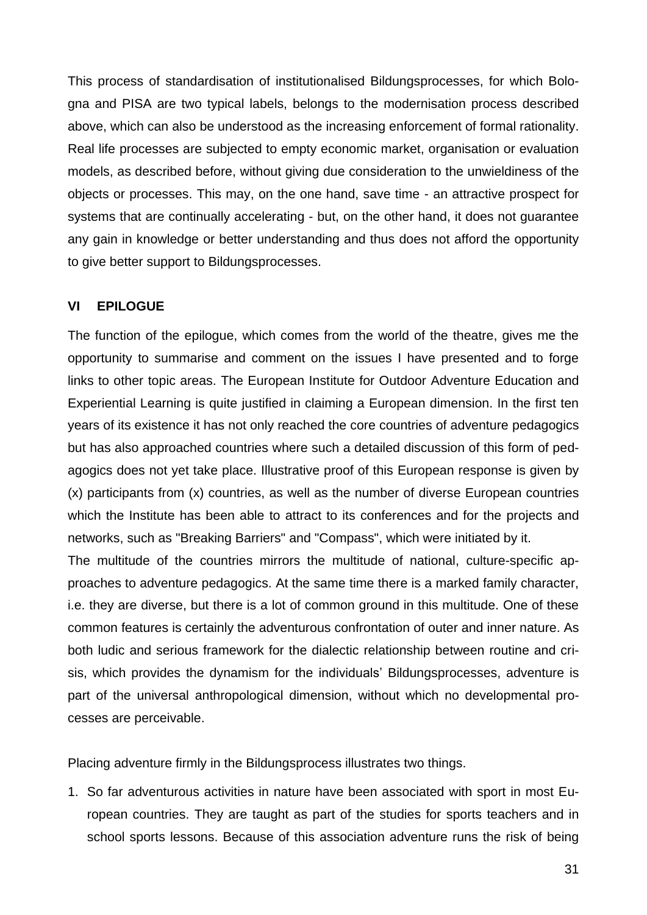This process of standardisation of institutionalised Bildungsprocesses, for which Bologna and PISA are two typical labels, belongs to the modernisation process described above, which can also be understood as the increasing enforcement of formal rationality. Real life processes are subjected to empty economic market, organisation or evaluation models, as described before, without giving due consideration to the unwieldiness of the objects or processes. This may, on the one hand, save time - an attractive prospect for systems that are continually accelerating - but, on the other hand, it does not guarantee any gain in knowledge or better understanding and thus does not afford the opportunity to give better support to Bildungsprocesses.

## VI EPILOGUE

The function of the epilogue, which comes from the world of the theatre, gives me the opportunity to summarise and comment on the issues I have presented and to forge links to other topic areas. The European Institute for Outdoor Adventure Education and Experiential Learning is quite justified in claiming a European dimension. In the first ten years of its existence it has not only reached the core countries of adventure pedagogics but has also approached countries where such a detailed discussion of this form of pedagogics does not yet take place. Illustrative proof of this European response is given by (x) participants from (x) countries, as well as the number of diverse European countries which the Institute has been able to attract to its conferences and for the projects and networks, such as "Breaking Barriers" and "Compass", which were initiated by it.

The multitude of the countries mirrors the multitude of national, culture-specific approaches to adventure pedagogics. At the same time there is a marked family character, i.e. they are diverse, but there is a lot of common ground in this multitude. One of these common features is certainly the adventurous confrontation of outer and inner nature. As both ludic and serious framework for the dialectic relationship between routine and crisis, which provides the dynamism for the individuals' Bildungsprocesses, adventure is part of the universal anthropological dimension, without which no developmental processes are perceivable.

Placing adventure firmly in the Bildungsprocess illustrates two things.

1. So far adventurous activities in nature have been associated with sport in most European countries. They are taught as part of the studies for sports teachers and in school sports lessons. Because of this association adventure runs the risk of being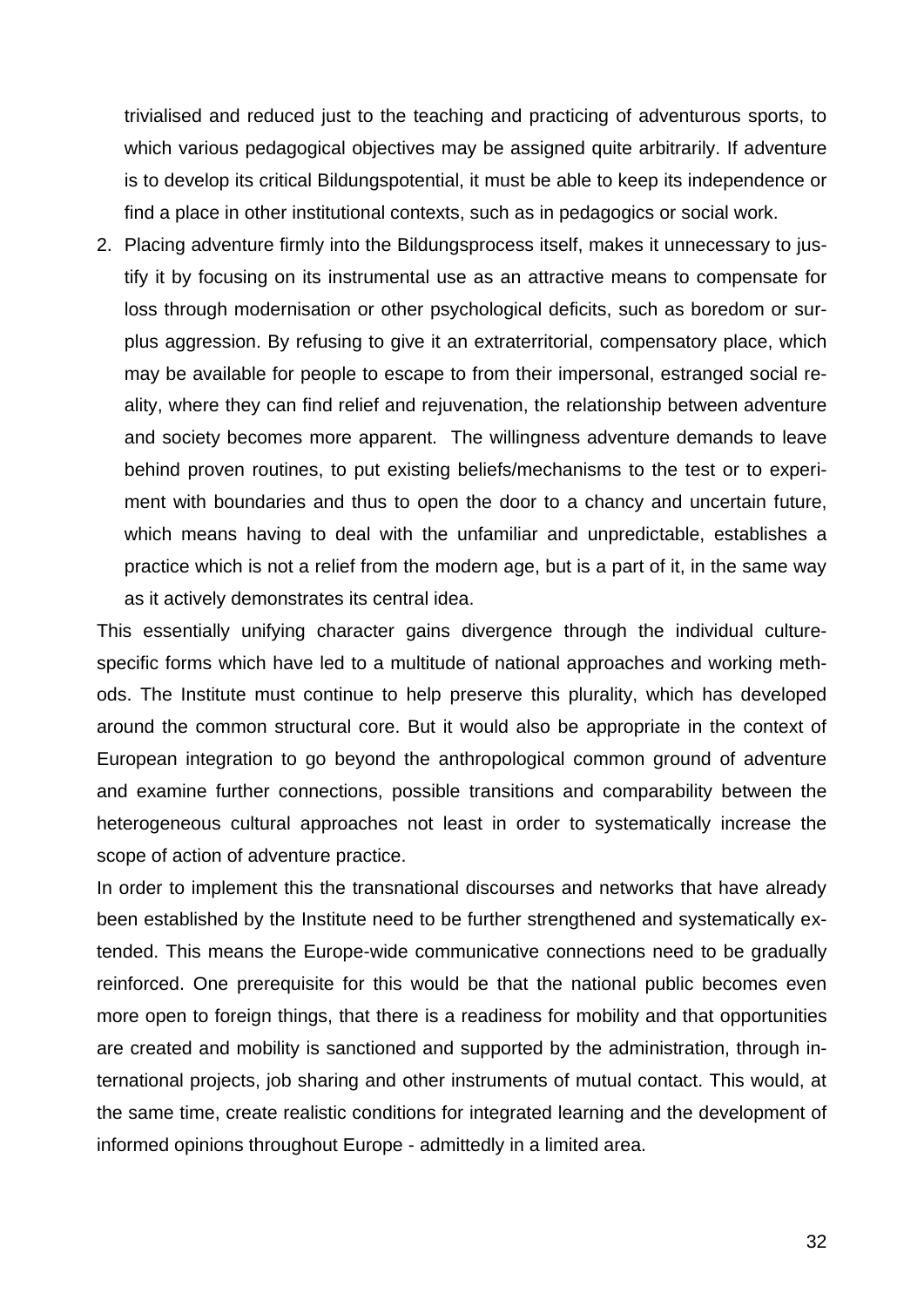trivialised and reduced just to the teaching and practicing of adventurous sports, to which various pedagogical objectives may be assigned quite arbitrarily. If adventure is to develop its critical Bildungspotential, it must be able to keep its independence or find a place in other institutional contexts, such as in pedagogics or social work.

2. Placing adventure firmly into the Bildungsprocess itself, makes it unnecessary to justify it by focusing on its instrumental use as an attractive means to compensate for loss through modernisation or other psychological deficits, such as boredom or surplus aggression. By refusing to give it an extraterritorial, compensatory place, which may be available for people to escape to from their impersonal, estranged social reality, where they can find relief and rejuvenation, the relationship between adventure and society becomes more apparent. The willingness adventure demands to leave behind proven routines, to put existing beliefs/mechanisms to the test or to experiment with boundaries and thus to open the door to a chancy and uncertain future, which means having to deal with the unfamiliar and unpredictable, establishes a practice which is not a relief from the modern age, but is a part of it, in the same way as it actively demonstrates its central idea.

This essentially unifying character gains divergence through the individual culture-specific forms which have led to a multitude of national approaches and working methods. The Institute must continue to help preserve this plurality, which has developed around the common structural core. But it would also be appropriate in the context of European integration to go beyond the anthropological common ground of adventure and examine further connections, possible transitions and comparability between the heterogeneous cultural approaches not least in order to systematically increase the scope of action of adventure practice.

In order to implement this the transnational discourses and networks that have already been established by the Institute need to be further strengthened and systematically extended. This means the Europe-wide communicative connections need to be gradually reinforced. One prerequisite for this would be that the national public becomes even more open to foreign things, that there is a readiness for mobility and that opportunities are created and mobility is sanctioned and supported by the administration, through international projects, job sharing and other instruments of mutual contact. This would, at the same time, create realistic conditions for integrated learning and the development of informed opinions throughout Europe - admittedly in a limited area.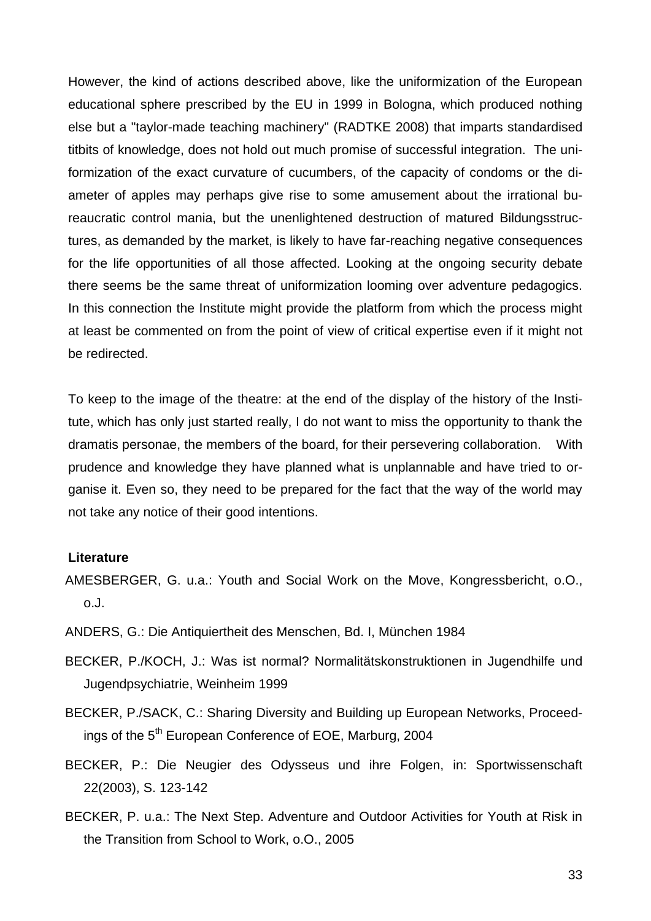However, the kind of actions described above, like the uniformization of the European educational sphere prescribed by the EU in 1999 in Bologna, which produced nothing else but a "taylor-made teaching machinery" (RADTKE 2008) that imparts standardised titbits of knowledge, does not hold out much promise of successful integration. The uniformization of the exact curvature of cucumbers, of the capacity of condoms or the diameter of apples may perhaps give rise to some amusement about the irrational bureaucratic control mania, but the unenlightened destruction of matured Bildungsstructures, as demanded by the market, is likely to have far-reaching negative consequences for the life opportunities of all those affected. Looking at the ongoing security debate there seems be the same threat of uniformization looming over adventure pedagogics. In this connection the Institute might provide the platform from which the process might at least be commented on from the point of view of critical expertise even if it might not be redirected.

To keep to the image of the theatre: at the end of the display of the history of the Institute, which has only just started really, I do not want to miss the opportunity to thank the dramatis personae, the members of the board, for their persevering collaboration. With prudence and knowledge they have planned what is unplannable and have tried to organise it. Even so, they need to be prepared for the fact that the way of the world may not take any notice of their good intentions.

**Literature**

AMESBERGER, G. u.a.: Youth and Social Work on the Move, Kongressbericht, o.O., o.J.

ANDERS, G.: Die Antiquiertheit des Menschen, Bd. I, München 1984

BECKER, P./KOCH, J.: Was ist normal? Normalitätskonstruktionen in Jugendhilfe und Jugendpsychiatrie, Weinheim 1999

BECKER, P./SACK, C.: Sharing Diversity and Building up European Networks, Proceedings of the 5th European Conference of EOE, Marburg, 2004

BECKER, P.: Die Neugier des Odysseus und ihre Folgen, in: Sportwissenschaft 22(2003), S. 123-142

BECKER, P. u.a.: The Next Step. Adventure and Outdoor Activities for Youth at Risk in the Transition from School to Work, o.O., 2005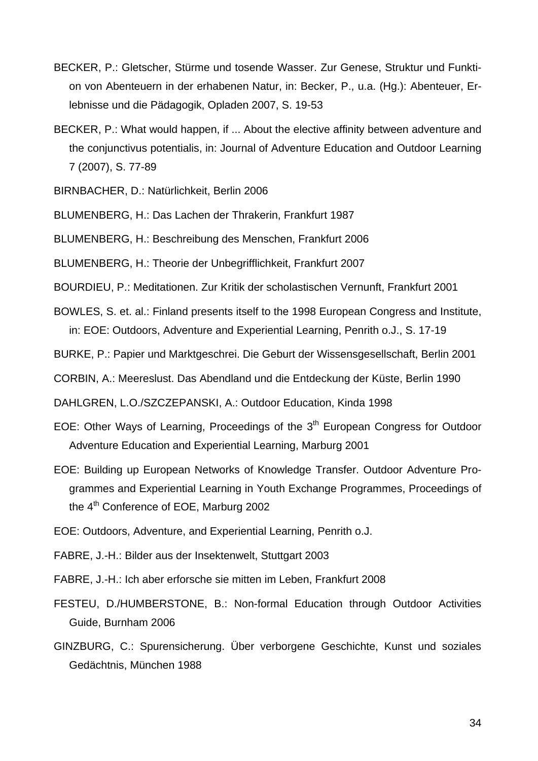BECKER, P.: Gletscher, Stürme und tosende Wasser. Zur Genese, Struktur und Funktion von Abenteuern in der erhabenen Natur, in: Becker, P., u.a. (Hg.): Abenteuer, Erlebnisse und die Pädagogik, Opladen 2007, S. 19-53

BECKER, P.: What would happen, if ... About the elective affinity between adventure and the conjunctivus potentialis, in: Journal of Adventure Education and Outdoor Learning 7 (2007), S. 77-89

BIRNBACHER, D.: Natürlichkeit, Berlin 2006

BLUMENBERG, H.: Das Lachen der Thrakerin, Frankfurt 1987

BLUMENBERG, H.: Beschreibung des Menschen, Frankfurt 2006

BLUMENBERG, H.: Theorie der Unbegrifflichkeit, Frankfurt 2007

BOURDIEU, P.: Meditationen. Zur Kritik der scholastischen Vernunft, Frankfurt 2001

BOWLES, S. et. al.: Finland presents itself to the 1998 European Congress and Institute, in: EOE: Outdoors, Adventure and Experiential Learning, Penrith o.J., S. 17-19

BURKE, P.: Papier und Marktgeschrei. Die Geburt der Wissensgesellschaft, Berlin 2001

CORBIN, A.: Meereslust. Das Abendland und die Entdeckung der Küste, Berlin 1990

DAHLGREN, L.O./SZCZEPANSKI, A.: Outdoor Education, Kinda 1998

EOE: Other Ways of Learning, Proceedings of the 3th European Congress for Outdoor Adventure Education and Experiential Learning, Marburg 2001

EOE: Building up European Networks of Knowledge Transfer. Outdoor Adventure Programmes and Experiential Learning in Youth Exchange Programmes, Proceedings of the 4th Conference of EOE, Marburg 2002

EOE: Outdoors, Adventure, and Experiential Learning, Penrith o.J.

FABRE, J.-H.: Bilder aus der Insektenwelt, Stuttgart 2003

FABRE, J.-H.: Ich aber erforsche sie mitten im Leben, Frankfurt 2008

FESTEU, D./HUMBERSTONE, B.: Non-formal Education through Outdoor Activities Guide, Burnham 2006

GINZBURG, C.: Spurensicherung. Über verborgene Geschichte, Kunst und soziales Gedächtnis, München 1988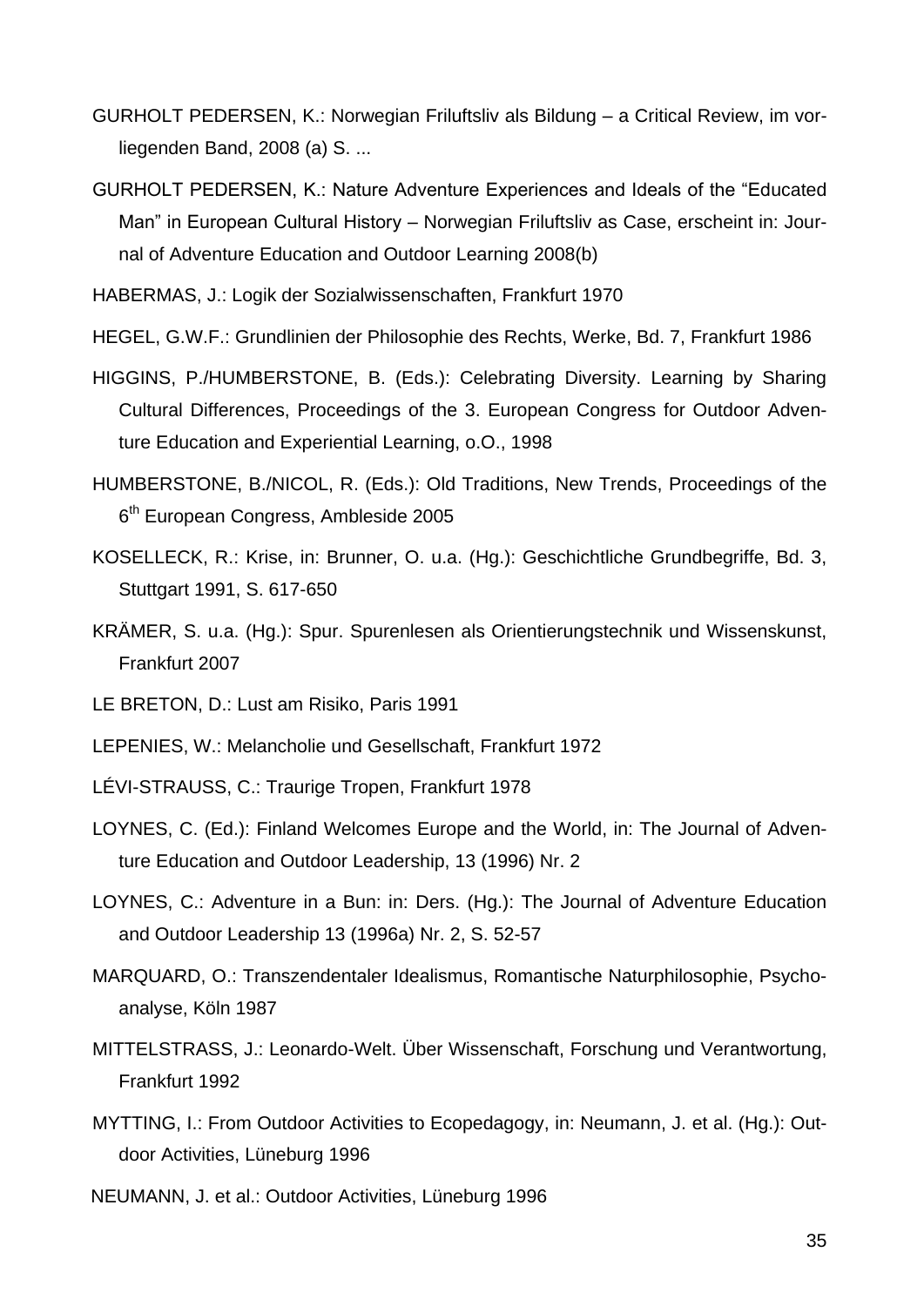GURHOLT PEDERSEN, K.: Norwegian Friluftsliv als Bildung – a Critical Review, im vorliegenden Band, 2008 (a) S. ...

GURHOLT PEDERSEN, K.: Nature Adventure Experiences and Ideals of the "Educated Man" in European Cultural History – Norwegian Friluftsliv as Case, erscheint in: Journal of Adventure Education and Outdoor Learning 2008(b)

HABERMAS, J.: Logik der Sozialwissenschaften, Frankfurt 1970

HEGEL, G.W.F.: Grundlinien der Philosophie des Rechts, Werke, Bd. 7, Frankfurt 1986

HIGGINS, P./HUMBERSTONE, B. (Eds.): Celebrating Diversity. Learning by Sharing Cultural Differences, Proceedings of the 3. European Congress for Outdoor Adventure Education and Experiential Learning, o.O., 1998

HUMBERSTONE, B./NICOL, R. (Eds.): Old Traditions, New Trends, Proceedings of the 6th European Congress, Ambleside 2005

KOSELLECK, R.: Krise, in: Brunner, O. u.a. (Hg.): Geschichtliche Grundbegriffe, Bd. 3, Stuttgart 1991, S. 617-650

KRÄMER, S. u.a. (Hg.): Spur. Spurenlesen als Orientierungstechnik und Wissenskunst, Frankfurt 2007

LE BRETON, D.: Lust am Risiko, Paris 1991

LEPENIES, W.: Melancholie und Gesellschaft, Frankfurt 1972

LÉVI-STRAUSS, C.: Traurige Tropen, Frankfurt 1978

LOYNES, C. (Ed.): Finland Welcomes Europe and the World, in: The Journal of Adventure Education and Outdoor Leadership, 13 (1996) Nr. 2

LOYNES, C.: Adventure in a Bun: in: Ders. (Hg.): The Journal of Adventure Education and Outdoor Leadership 13 (1996a) Nr. 2, S. 52-57

MARQUARD, O.: Transzendentaler Idealismus, Romantische Naturphilosophie, Psychoanalyse, Köln 1987

MITTELSTRASS, J.: Leonardo-Welt. Über Wissenschaft, Forschung und Verantwortung, Frankfurt 1992

MYTTING, I.: From Outdoor Activities to Ecopedagogy, in: Neumann, J. et al. (Hg.): Outdoor Activities, Lüneburg 1996

NEUMANN, J. et al.: Outdoor Activities, Lüneburg 1996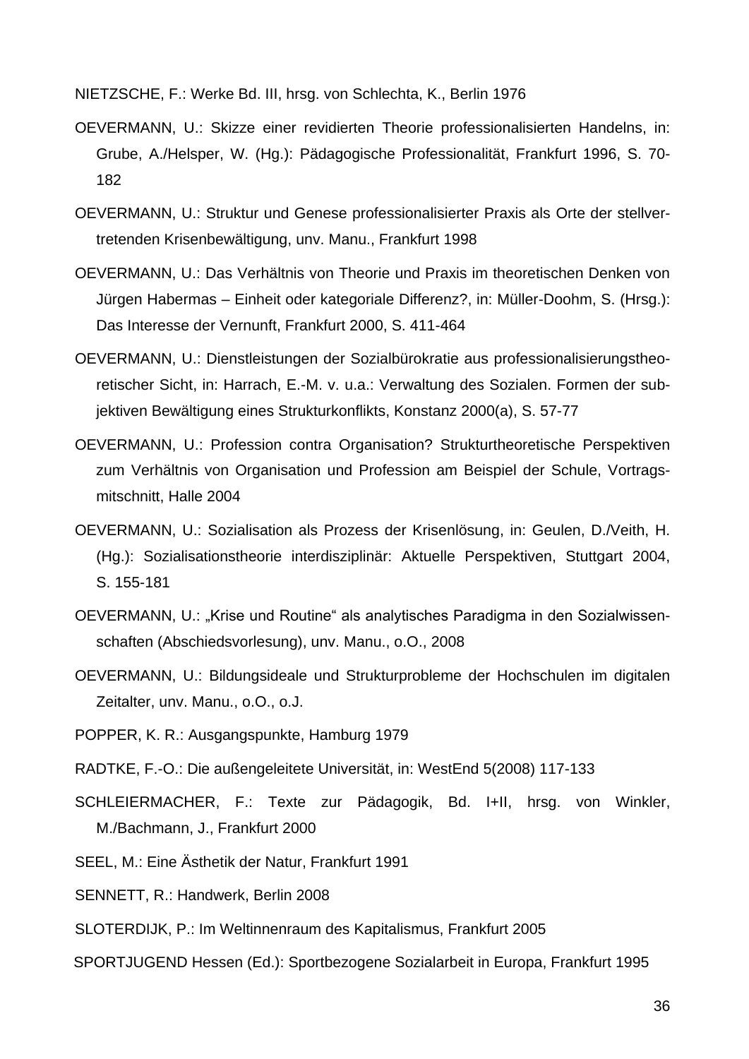NIETZSCHE, F.: Werke Bd. III, hrsg. von Schlechta, K., Berlin 1976

OEVERMANN, U.: Skizze einer revidierten Theorie professionalisierten Handelns, in: Grube, A./Helsper, W. (Hg.): Pädagogische Professionalität, Frankfurt 1996, S. 70-182

OEVERMANN, U.: Struktur und Genese professionalisierter Praxis als Orte der stellvertretenden Krisenbewältigung, unv. Manu., Frankfurt 1998

OEVERMANN, U.: Das Verhältnis von Theorie und Praxis im theoretischen Denken von Jürgen Habermas – Einheit oder kategoriale Differenz?, in: Müller-Doohm, S. (Hrsg.): Das Interesse der Vernunft, Frankfurt 2000, S. 411-464

OEVERMANN, U.: Dienstleistungen der Sozialbürokratie aus professionalisierungstheoretischer Sicht, in: Harrach, E.-M. v. u.a.: Verwaltung des Sozialen. Formen der subjektiven Bewältigung eines Strukturkonflikts, Konstanz 2000(a), S. 57-77

OEVERMANN, U.: Profession contra Organisation? Strukturtheoretische Perspektiven zum Verhältnis von Organisation und Profession am Beispiel der Schule, Vortragsmitschnitt, Halle 2004

OEVERMANN, U.: Sozialisation als Prozess der Krisenlösung, in: Geulen, D./Veith, H. (Hg.): Sozialisationstheorie interdisziplinär: Aktuelle Perspektiven, Stuttgart 2004, S. 155-181

OEVERMANN, U.: „Krise und Routine" als analytisches Paradigma in den Sozialwissenschaften (Abschiedsvorlesung), unv. Manu., o.O., 2008

OEVERMANN, U.: Bildungsideale und Strukturprobleme der Hochschulen im digitalen Zeitalter, unv. Manu., o.O., o.J.

POPPER, K. R.: Ausgangspunkte, Hamburg 1979

RADTKE, F.-O.: Die außengeleitete Universität, in: WestEnd 5(2008) 117-133

SCHLEIERMACHER, F.: Texte zur Pädagogik, Bd. I+II, hrsg. von Winkler, M./Bachmann, J., Frankfurt 2000

SEEL, M.: Eine Ästhetik der Natur, Frankfurt 1991

SENNETT, R.: Handwerk, Berlin 2008

SLOTERDIJK, P.: Im Weltinnenraum des Kapitalismus, Frankfurt 2005

SPORTJUGEND Hessen (Ed.): Sportbezogene Sozialarbeit in Europa, Frankfurt 1995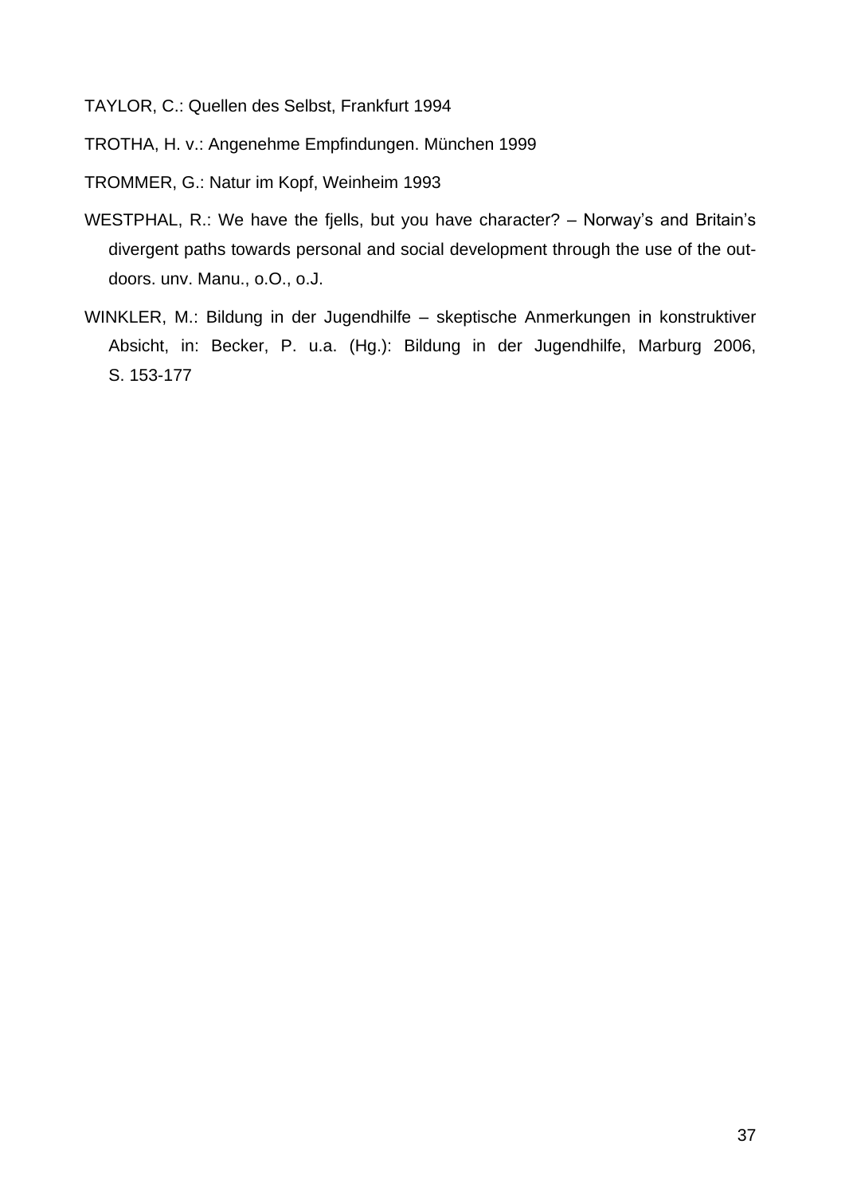TAYLOR, C.: Quellen des Selbst, Frankfurt 1994

TROTHA, H. v.: Angenehme Empfindungen. München 1999

TROMMER, G.: Natur im Kopf, Weinheim 1993

WESTPHAL, R.: We have the fjells, but you have character? – Norway's and Britain's divergent paths towards personal and social development through the use of the outdoors. unv. Manu., o.O., o.J.

WINKLER, M.: Bildung in der Jugendhilfe – skeptische Anmerkungen in konstruktiver Absicht, in: Becker, P. u.a. (Hg.): Bildung in der Jugendhilfe, Marburg 2006, S. 153-177